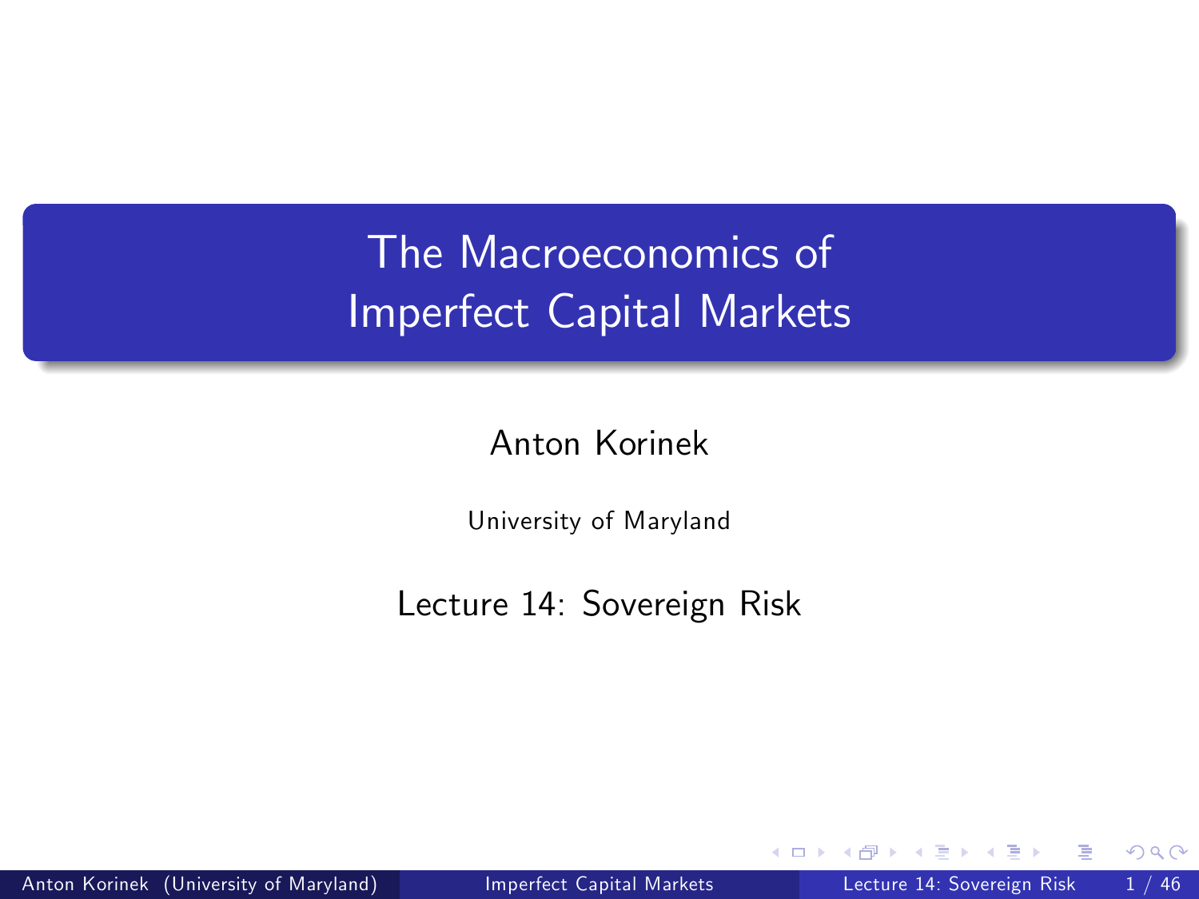# The Macroeconomics of Imperfect Capital Markets

Anton Korinek

University of Maryland

Lecture 14: Sovereign Risk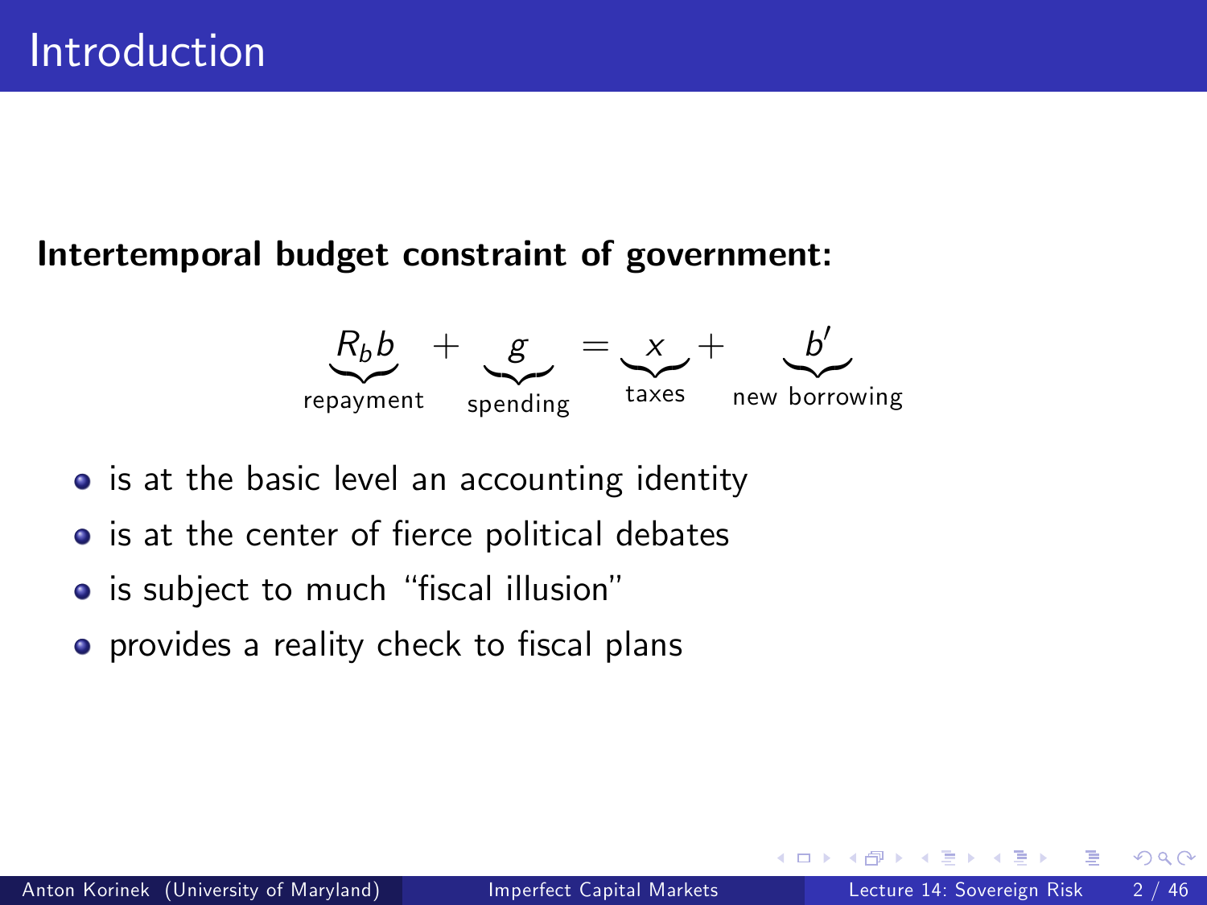# Introduction

**Intertemporal budget constraint of government:**

$$\underbrace{R_b b}_{\text{repayment}} + \underbrace{g}_{\text{spending}} = \underbrace{x}_{\text{taxes}} + \underbrace{b'}_{\text{new borrowing}}$$

- is at the basic level an accounting identity
- is at the center of fierce political debates
- is subject to much "fiscal illusion"
- provides a reality check to fiscal plans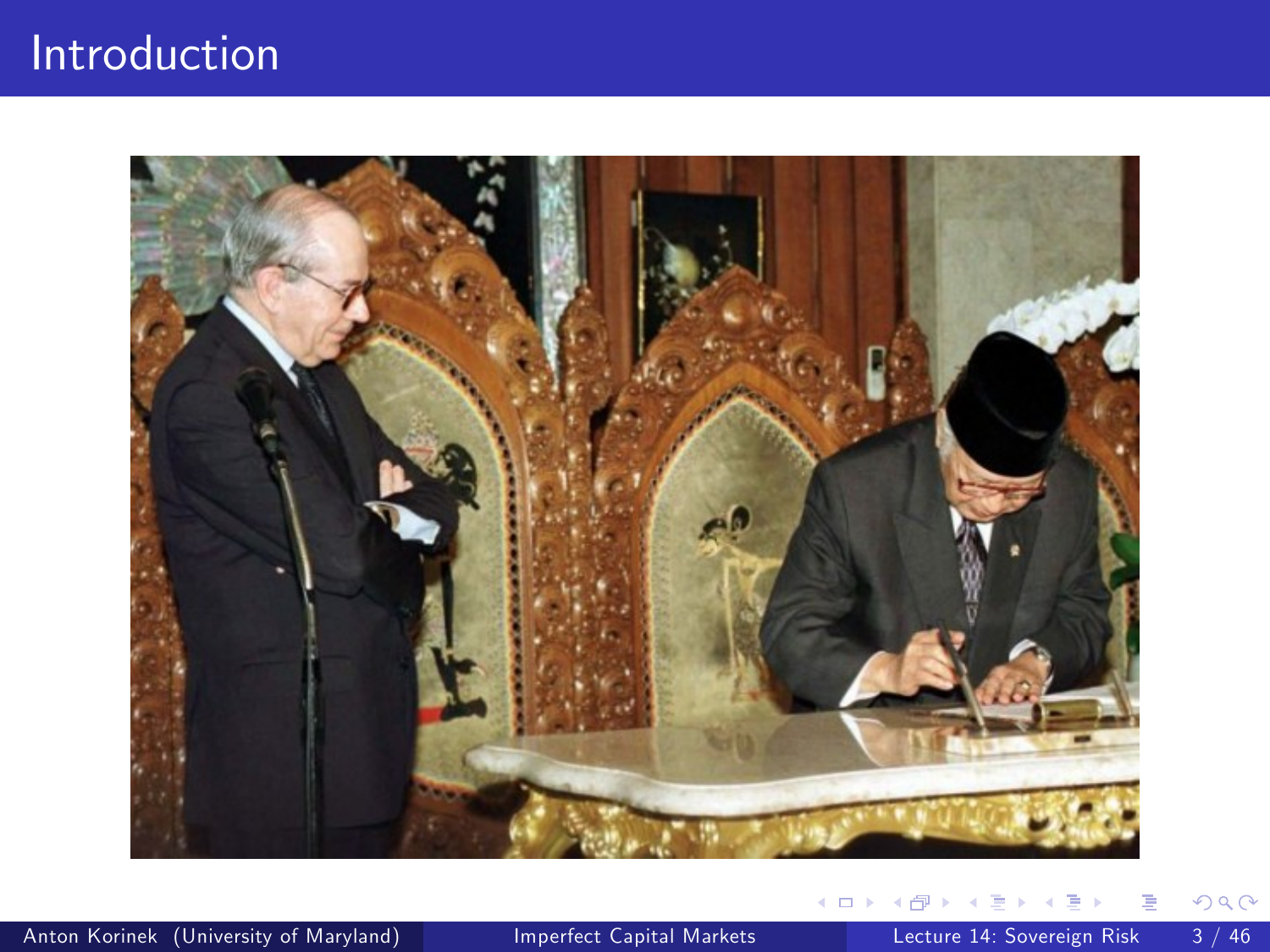# Introduction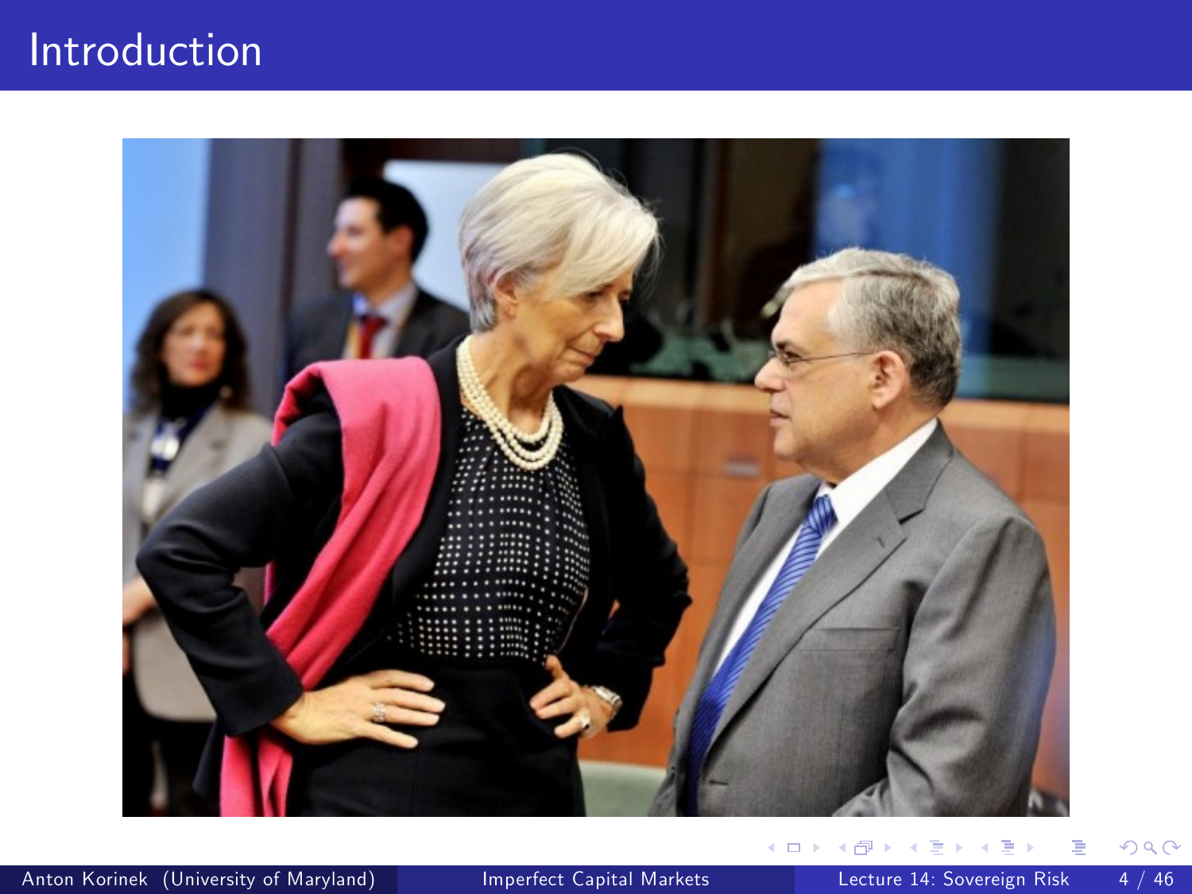# Introduction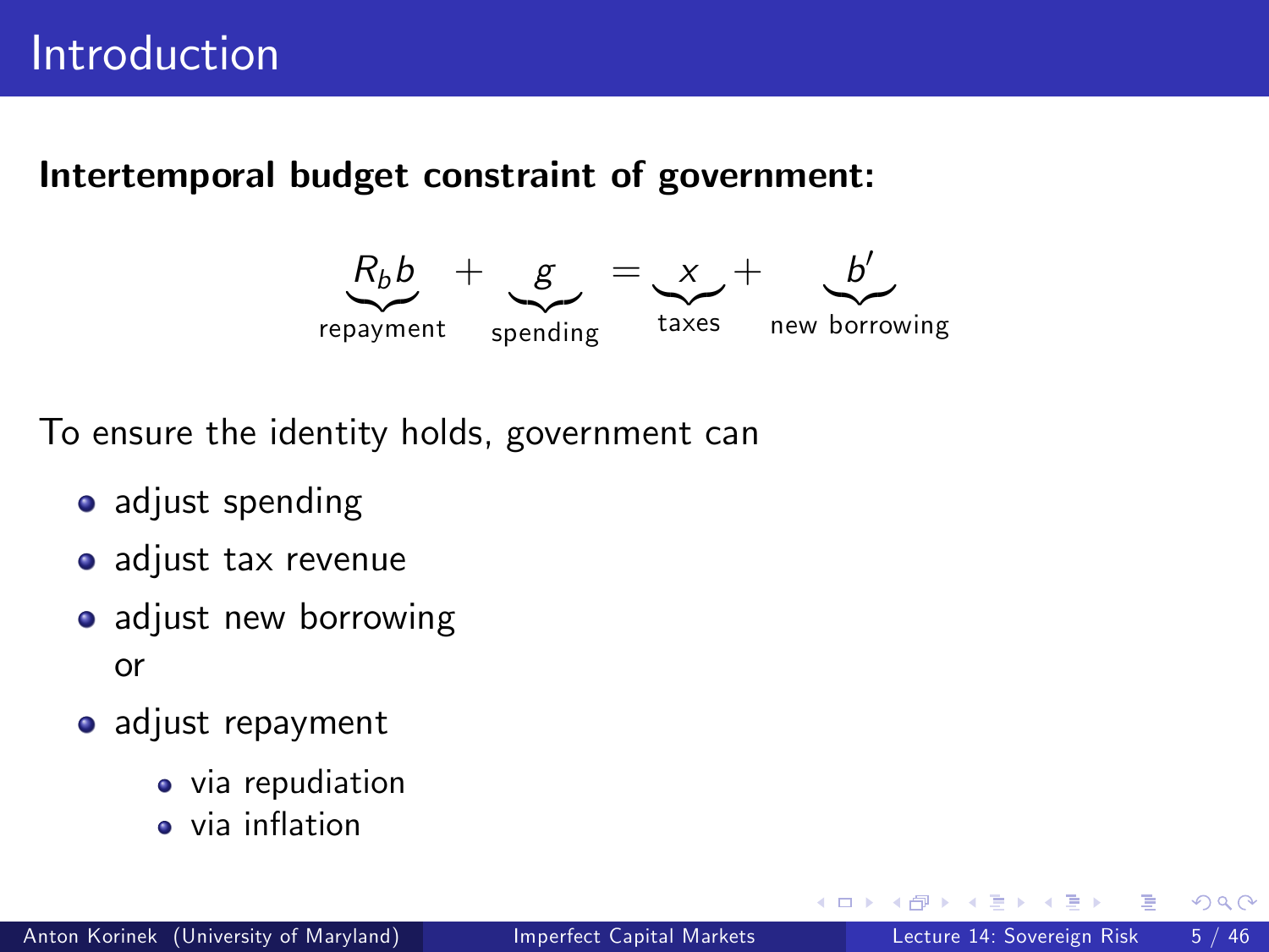# Introduction

**Intertemporal budget constraint of government:**

$$\underbrace{R_b b}_{\text{repayment}} + \underbrace{g}_{\text{spending}} = \underbrace{x}_{\text{taxes}} + \underbrace{b'}_{\text{new borrowing}}$$

To ensure the identity holds, government can

- adjust spending
- adjust tax revenue
- adjust new borrowing
  
  or
- adjust repayment
  - via repudiation
  - via inflation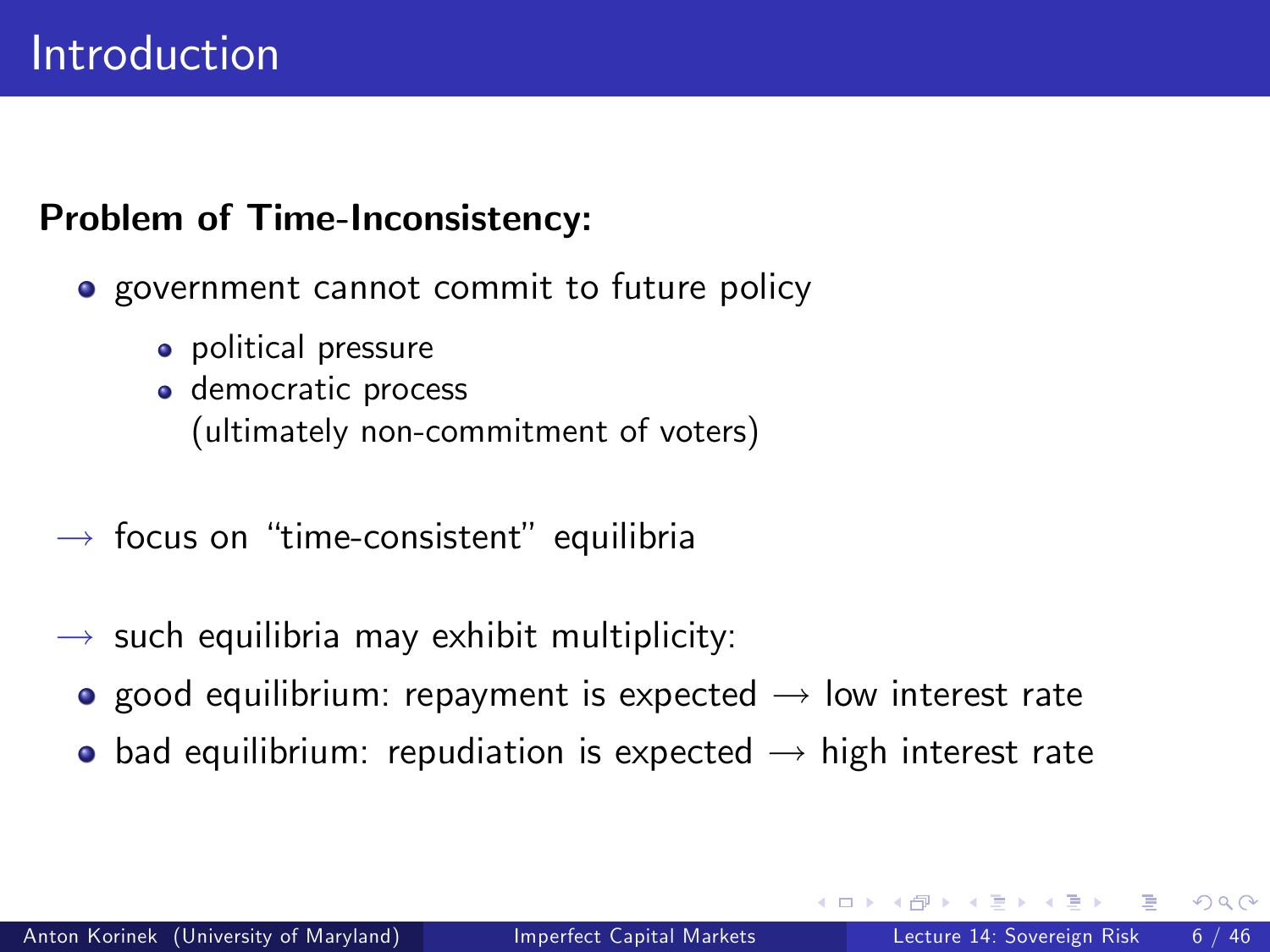# Introduction

**Problem of Time-Inconsistency:**

- government cannot commit to future policy
  - political pressure
  - democratic process
    (ultimately non-commitment of voters)

$\longrightarrow$ focus on "time-consistent" equilibria

$\longrightarrow$ such equilibria may exhibit multiplicity:

- good equilibrium: repayment is expected $\longrightarrow$ low interest rate
- bad equilibrium: repudiation is expected $\longrightarrow$ high interest rate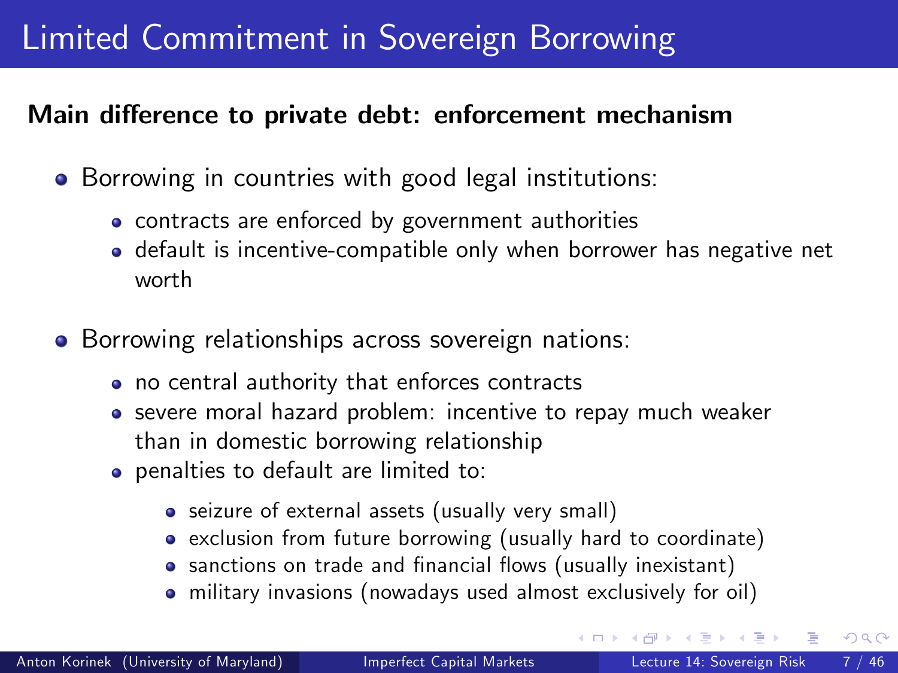# Limited Commitment in Sovereign Borrowing

**Main difference to private debt: enforcement mechanism**

- Borrowing in countries with good legal institutions:
  - contracts are enforced by government authorities
  - default is incentive-compatible only when borrower has negative net worth
- Borrowing relationships across sovereign nations:
  - no central authority that enforces contracts
  - severe moral hazard problem: incentive to repay much weaker than in domestic borrowing relationship
  - penalties to default are limited to:
    - seizure of external assets (usually very small)
    - exclusion from future borrowing (usually hard to coordinate)
    - sanctions on trade and financial flows (usually inexistant)
    - military invasions (nowadays used almost exclusively for oil)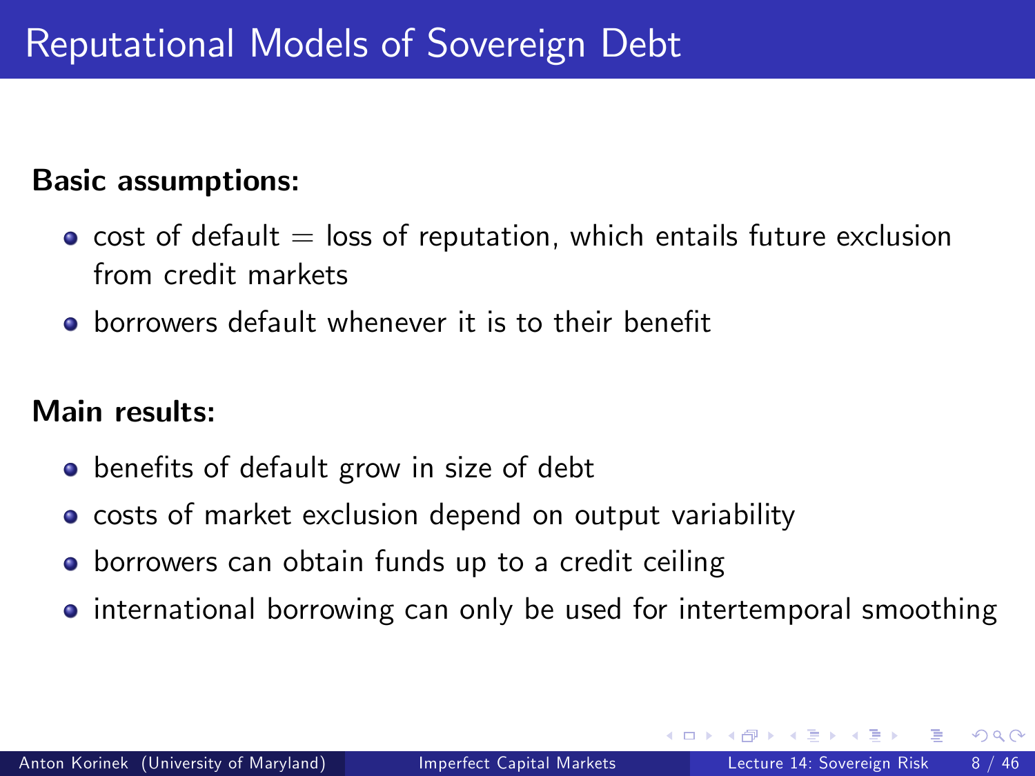# Reputational Models of Sovereign Debt

**Basic assumptions:**

- cost of default = loss of reputation, which entails future exclusion from credit markets
- borrowers default whenever it is to their benefit

**Main results:**

- benefits of default grow in size of debt
- costs of market exclusion depend on output variability
- borrowers can obtain funds up to a credit ceiling
- international borrowing can only be used for intertemporal smoothing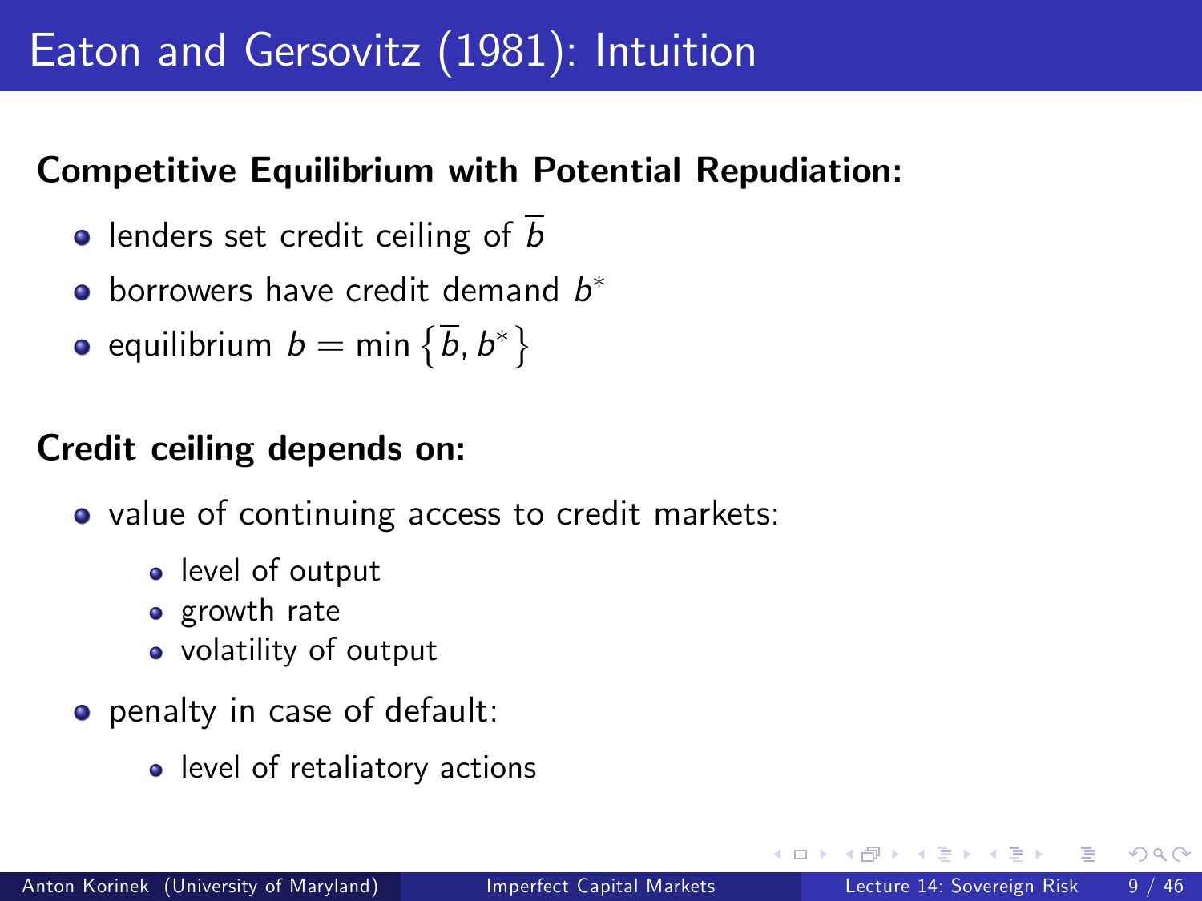# Eaton and Gersovitz (1981): Intuition

**Competitive Equilibrium with Potential Repudiation:**

- lenders set credit ceiling of $\overline{b}$
- borrowers have credit demand $b^*$
- equilibrium $b = \min\left\{\overline{b}, b^*\right\}$

**Credit ceiling depends on:**

- value of continuing access to credit markets:
  - level of output
  - growth rate
  - volatility of output
- penalty in case of default:
  - level of retaliatory actions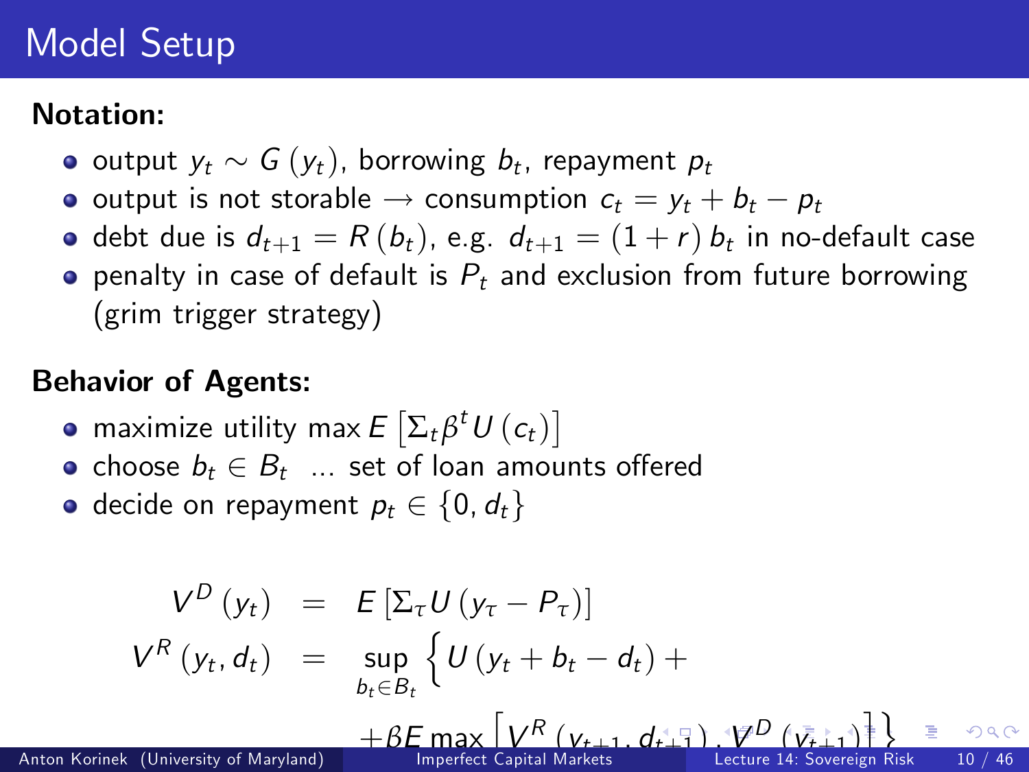# Model Setup

**Notation:**

- output $y_t \sim G(y_t)$, borrowing $b_t$, repayment $p_t$
- output is not storable $\rightarrow$ consumption $c_t = y_t + b_t - p_t$
- debt due is $d_{t+1} = R(b_t)$, e.g. $d_{t+1} = (1+r)\, b_t$ in no-default case
- penalty in case of default is $P_t$ and exclusion from future borrowing (grim trigger strategy)

**Behavior of Agents:**

- maximize utility $\max E\left[\Sigma_t \beta^t U(c_t)\right]$
- choose $b_t \in B_t$ ... set of loan amounts offered
- decide on repayment $p_t \in \{0, d_t\}$

$$
\begin{aligned}
V^D(y_t) &= E\left[\Sigma_\tau U(y_\tau - P_\tau)\right] \\
V^R(y_t, d_t) &= \sup_{b_t \in B_t} \Big\{ U(y_t + b_t - d_t) + \\
&\quad + \beta E \max\left[V^R(y_{t+1}, d_{t+1}), V^D(y_{t+1})\right] \Big\}
\end{aligned}
$$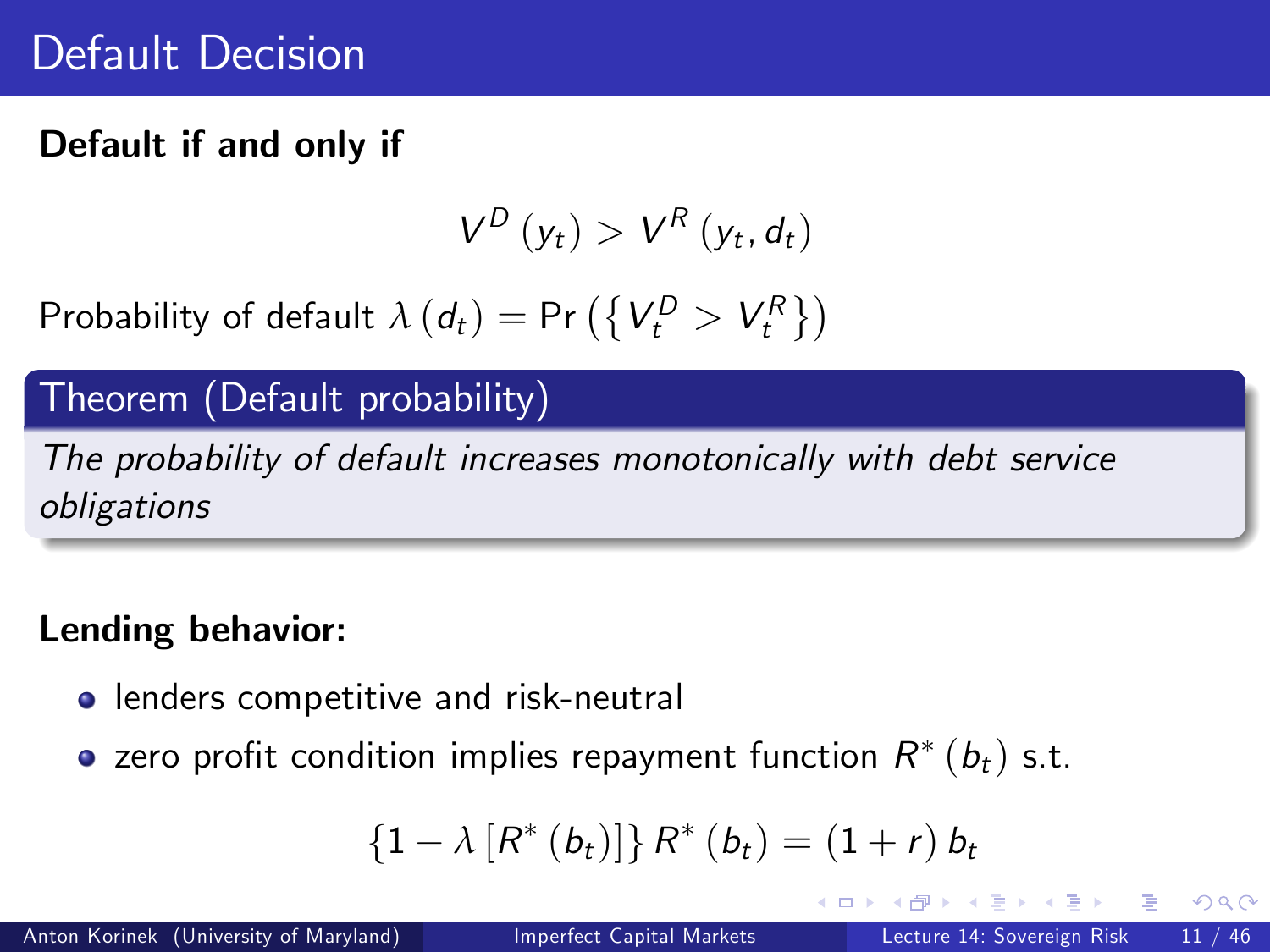# Default Decision

**Default if and only if**

$$V^D(y_t) > V^R(y_t, d_t)$$

Probability of default $\lambda(d_t) = \Pr\left(\left\{V_t^D > V_t^R\right\}\right)$

**Theorem (Default probability)**

*The probability of default increases monotonically with debt service obligations*

**Lending behavior:**

- lenders competitive and risk-neutral
- zero profit condition implies repayment function $R^*(b_t)$ s.t.

$$\left\{1 - \lambda\left[R^*(b_t)\right]\right\} R^*(b_t) = (1 + r)\, b_t$$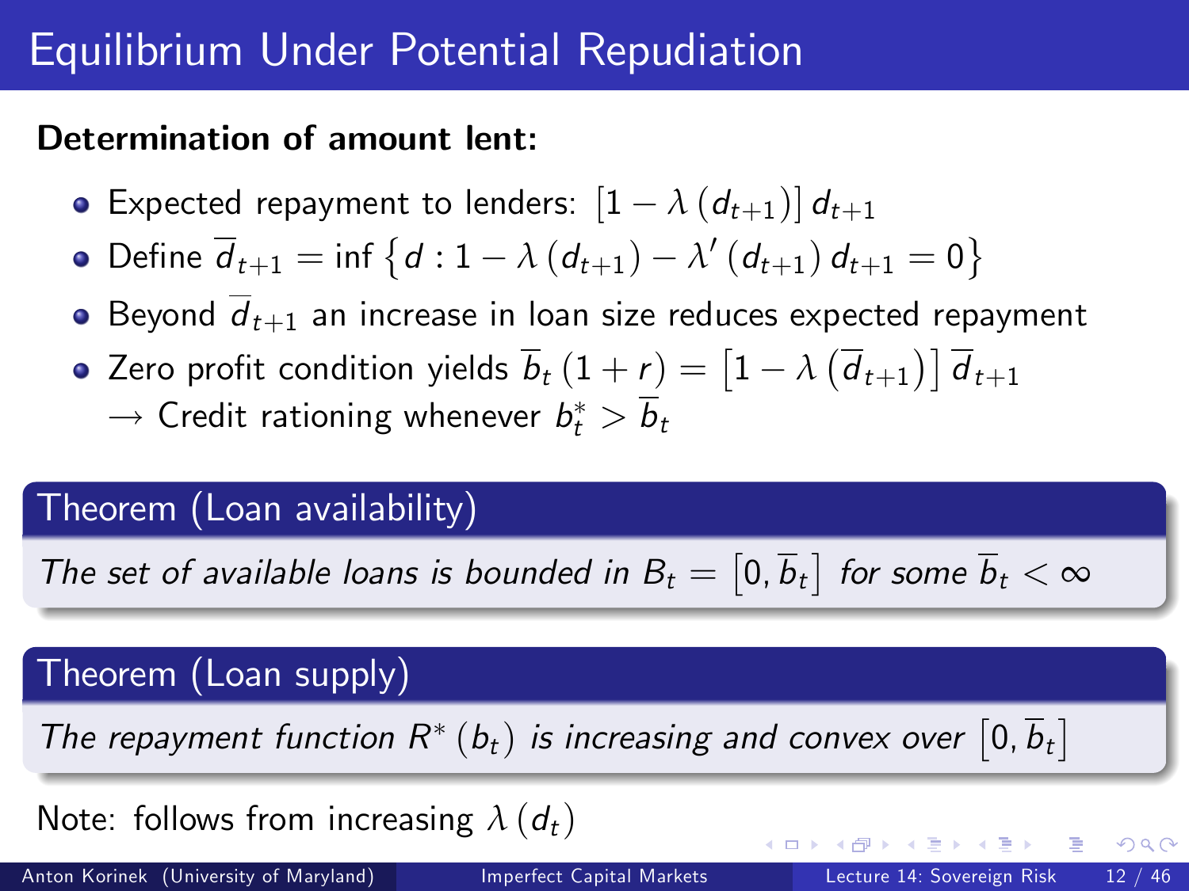# Equilibrium Under Potential Repudiation

**Determination of amount lent:**

- Expected repayment to lenders: $\left[1-\lambda\left(d_{t+1}\right)\right] d_{t+1}$
- Define $\overline{d}_{t+1} = \inf\left\{d : 1-\lambda\left(d_{t+1}\right)-\lambda'\left(d_{t+1}\right) d_{t+1} = 0\right\}$
- Beyond $\overline{d}_{t+1}$ an increase in loan size reduces expected repayment
- Zero profit condition yields $\overline{b}_t\left(1+r\right) = \left[1-\lambda\left(\overline{d}_{t+1}\right)\right] \overline{d}_{t+1}$
  $\rightarrow$ Credit rationing whenever $b_t^* > \overline{b}_t$

**Theorem (Loan availability)**

*The set of available loans is bounded in $B_t = \left[0, \overline{b}_t\right]$ for some $\overline{b}_t < \infty$*

**Theorem (Loan supply)**

*The repayment function $R^*\left(b_t\right)$ is increasing and convex over $\left[0, \overline{b}_t\right]$*

Note: follows from increasing $\lambda\left(d_t\right)$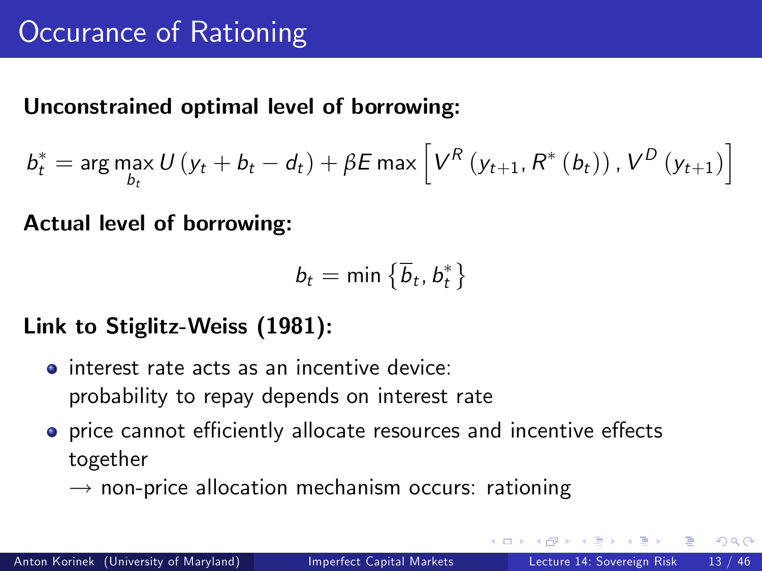# Occurance of Rationing

**Unconstrained optimal level of borrowing:**

$$b_t^* = \arg\max_{b_t} U\left(y_t + b_t - d_t\right) + \beta E \max\left[V^R\left(y_{t+1}, R^*\left(b_t\right)\right), V^D\left(y_{t+1}\right)\right]$$

**Actual level of borrowing:**

$$b_t = \min\left\{\overline{b}_t, b_t^*\right\}$$

**Link to Stiglitz-Weiss (1981):**

- interest rate acts as an incentive device: probability to repay depends on interest rate
- price cannot efficiently allocate resources and incentive effects together
  $\rightarrow$ non-price allocation mechanism occurs: rationing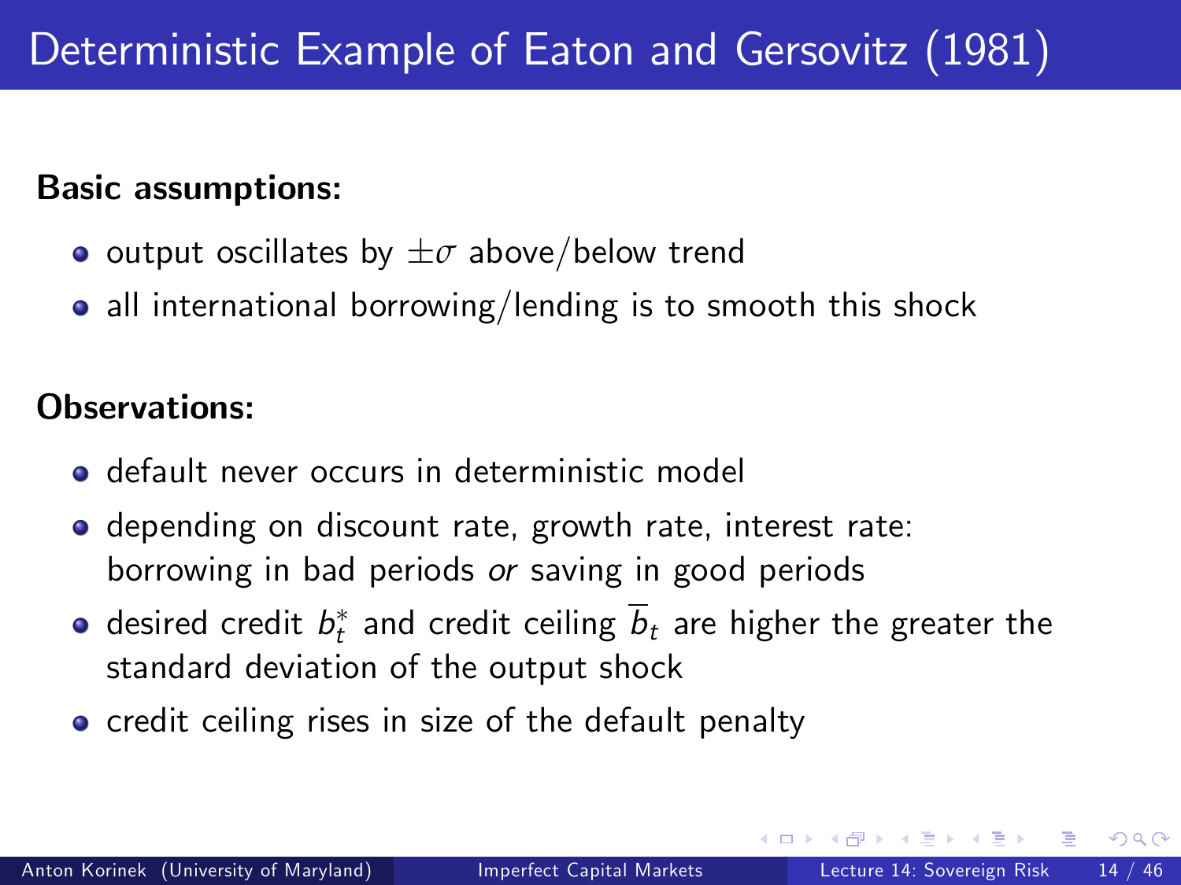# Deterministic Example of Eaton and Gersovitz (1981)

**Basic assumptions:**

- output oscillates by $\pm\sigma$ above/below trend
- all international borrowing/lending is to smooth this shock

**Observations:**

- default never occurs in deterministic model
- depending on discount rate, growth rate, interest rate: borrowing in bad periods *or* saving in good periods
- desired credit $b_t^*$ and credit ceiling $\overline{b}_t$ are higher the greater the standard deviation of the output shock
- credit ceiling rises in size of the default penalty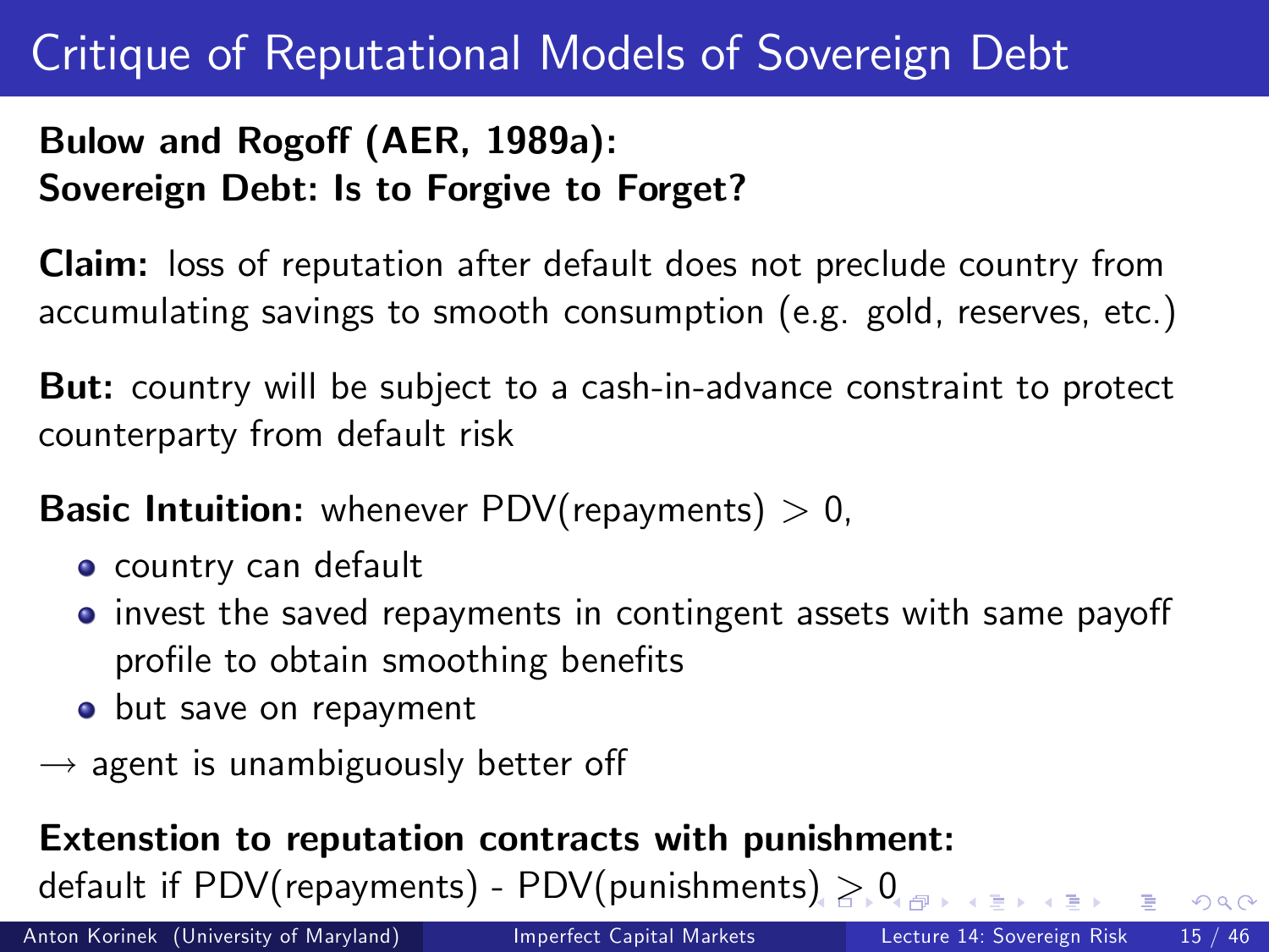# Critique of Reputational Models of Sovereign Debt

**Bulow and Rogoff (AER, 1989a):**
**Sovereign Debt: Is to Forgive to Forget?**

**Claim:** loss of reputation after default does not preclude country from accumulating savings to smooth consumption (e.g. gold, reserves, etc.)

**But:** country will be subject to a cash-in-advance constraint to protect counterparty from default risk

**Basic Intuition:** whenever PDV(repayments) $> 0$,

- country can default
- invest the saved repayments in contingent assets with same payoff profile to obtain smoothing benefits
- but save on repayment

$\rightarrow$ agent is unambiguously better off

**Extenstion to reputation contracts with punishment:**
default if PDV(repayments) - PDV(punishments) $\geq 0$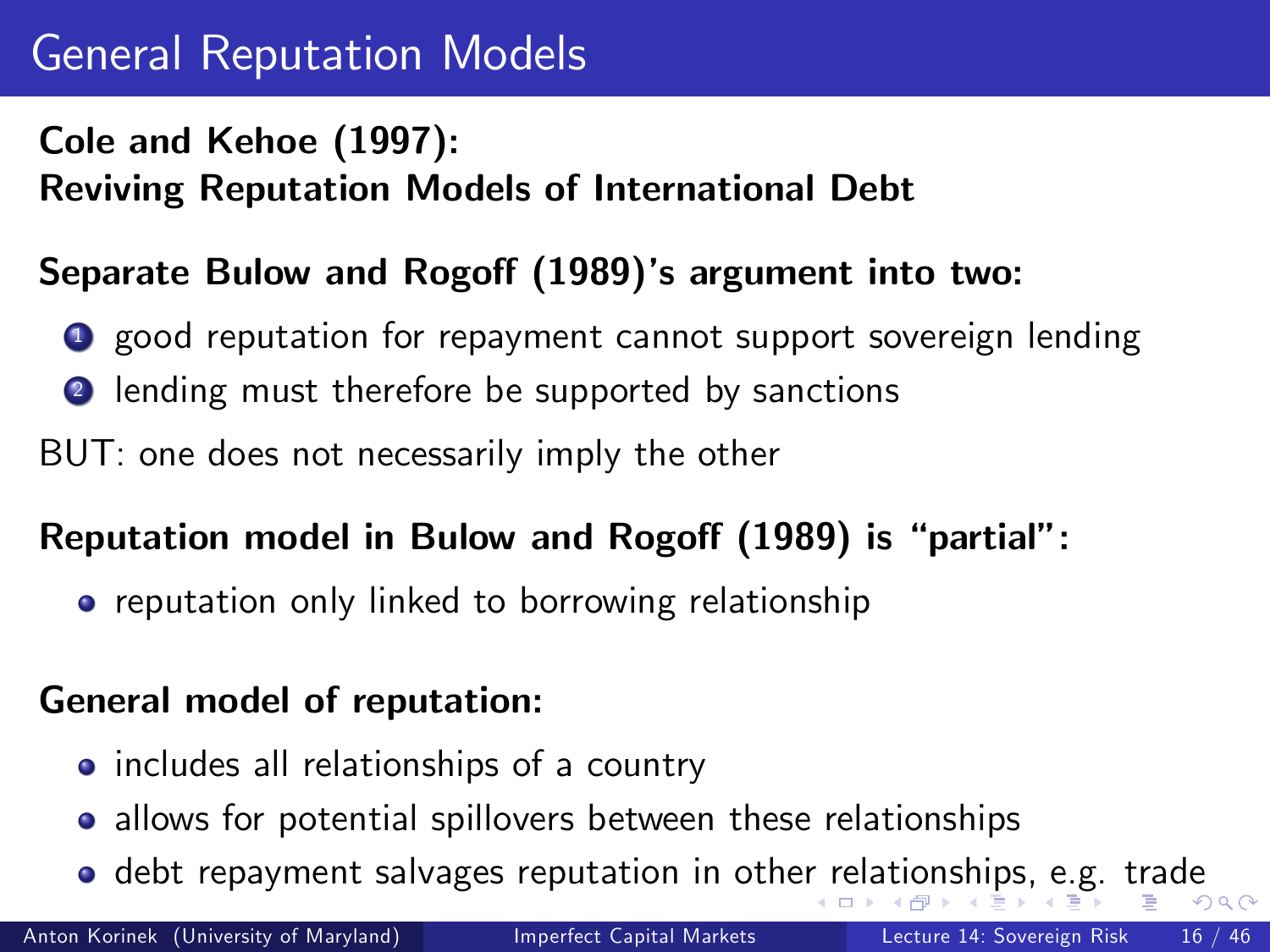# General Reputation Models

**Cole and Kehoe (1997):**
**Reviving Reputation Models of International Debt**

**Separate Bulow and Rogoff (1989)'s argument into two:**

1. good reputation for repayment cannot support sovereign lending
2. lending must therefore be supported by sanctions

BUT: one does not necessarily imply the other

**Reputation model in Bulow and Rogoff (1989) is "partial":**

- reputation only linked to borrowing relationship

**General model of reputation:**

- includes all relationships of a country
- allows for potential spillovers between these relationships
- debt repayment salvages reputation in other relationships, e.g. trade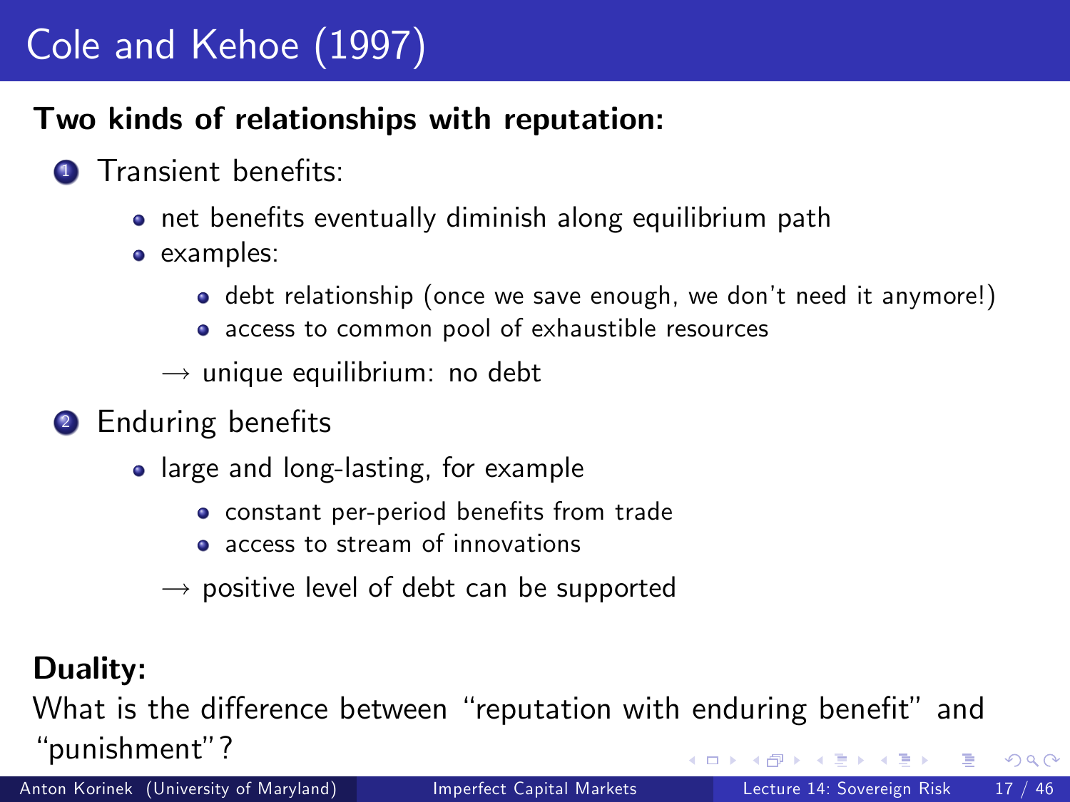# Cole and Kehoe (1997)

**Two kinds of relationships with reputation:**

1. Transient benefits:
   - net benefits eventually diminish along equilibrium path
   - examples:
     - debt relationship (once we save enough, we don't need it anymore!)
     - access to common pool of exhaustible resources

   → unique equilibrium: no debt

2. Enduring benefits
   - large and long-lasting, for example
     - constant per-period benefits from trade
     - access to stream of innovations

   → positive level of debt can be supported

**Duality:**

What is the difference between "reputation with enduring benefit" and "punishment"?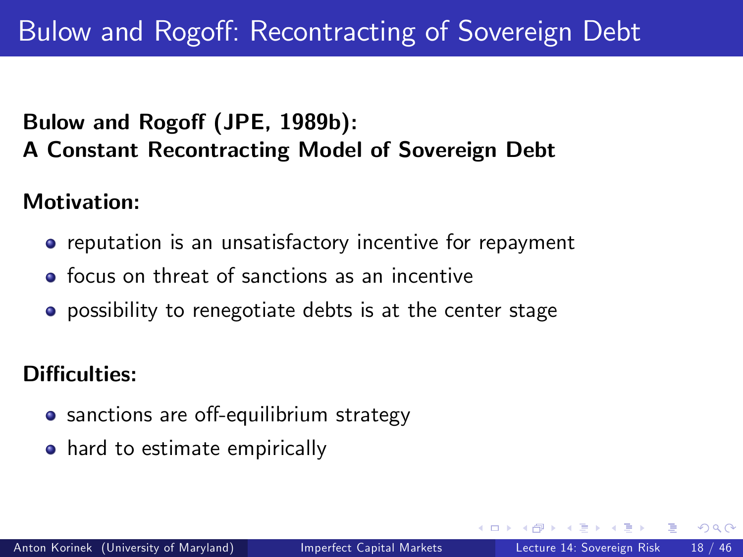# Bulow and Rogoff: Recontracting of Sovereign Debt

**Bulow and Rogoff (JPE, 1989b):**
**A Constant Recontracting Model of Sovereign Debt**

**Motivation:**

- reputation is an unsatisfactory incentive for repayment
- focus on threat of sanctions as an incentive
- possibility to renegotiate debts is at the center stage

**Difficulties:**

- sanctions are off-equilibrium strategy
- hard to estimate empirically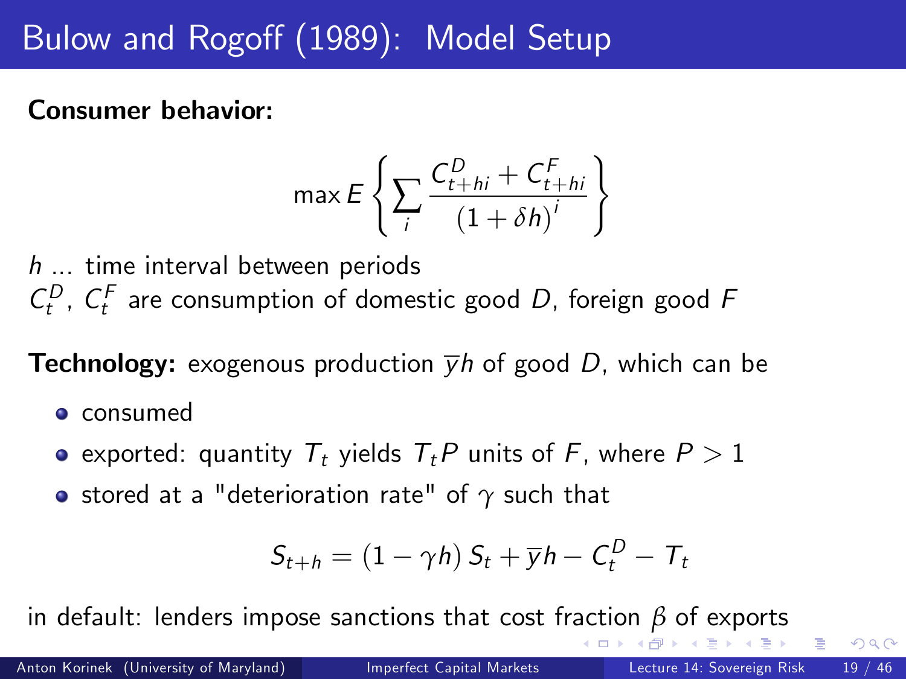# Bulow and Rogoff (1989): Model Setup

**Consumer behavior:**

$$\max E \left\{ \sum_i \frac{C^D_{t+hi} + C^F_{t+hi}}{(1+\delta h)^i} \right\}$$

$h$ ... time interval between periods

$C^D_t$, $C^F_t$ are consumption of domestic good $D$, foreign good $F$

**Technology:** exogenous production $\overline{y}h$ of good $D$, which can be

- consumed
- exported: quantity $T_t$ yields $T_t P$ units of $F$, where $P > 1$
- stored at a "deterioration rate" of $\gamma$ such that

$$S_{t+h} = (1 - \gamma h) S_t + \overline{y}h - C^D_t - T_t$$

in default: lenders impose sanctions that cost fraction $\beta$ of exports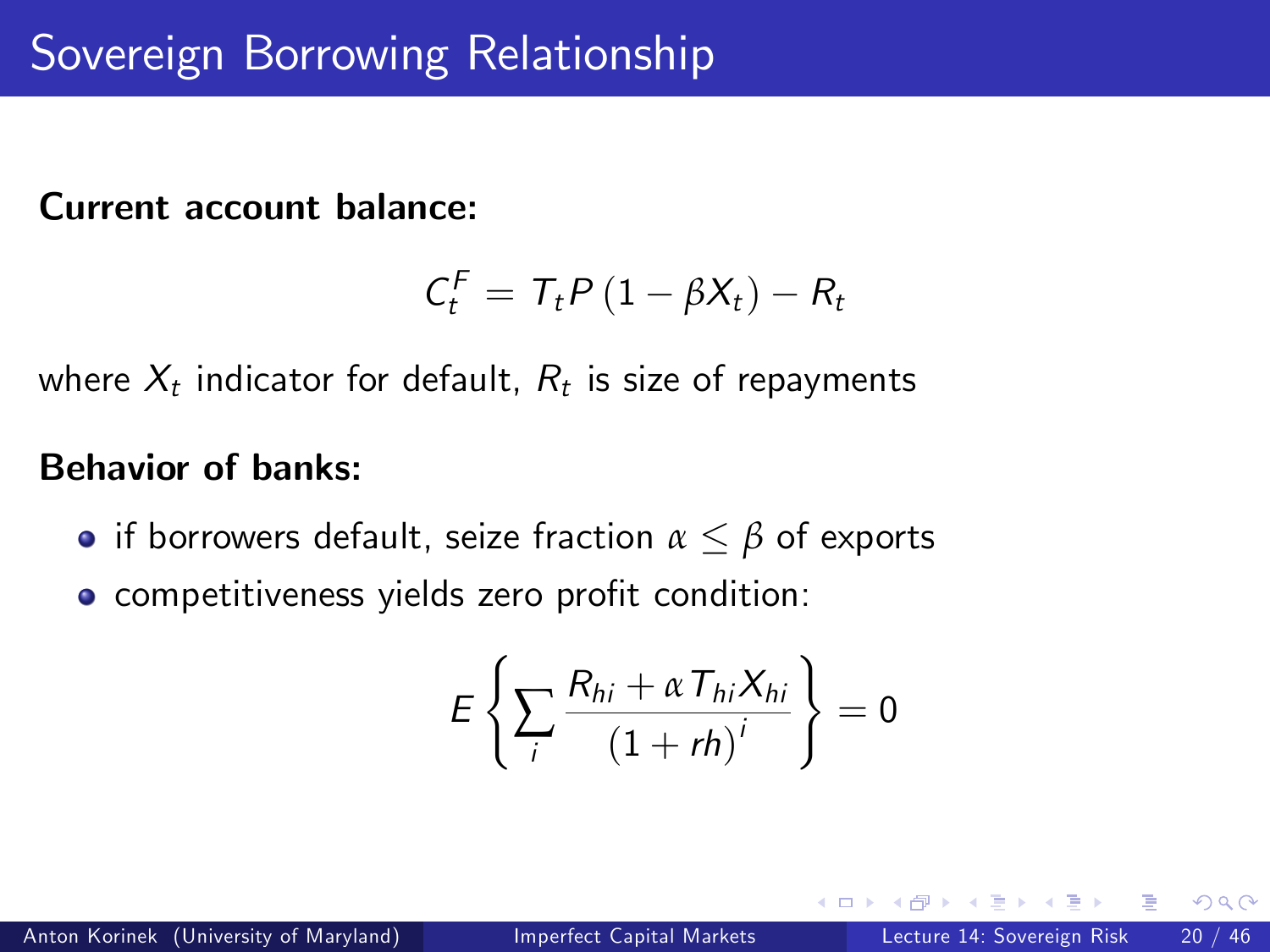# Sovereign Borrowing Relationship

**Current account balance:**

$$C_t^F = T_t P \left(1 - \beta X_t\right) - R_t$$

where $X_t$ indicator for default, $R_t$ is size of repayments

**Behavior of banks:**

- if borrowers default, seize fraction $\alpha \leq \beta$ of exports
- competitiveness yields zero profit condition:

$$E\left\{\sum_i \frac{R_{hi} + \alpha T_{hi} X_{hi}}{\left(1 + rh\right)^i}\right\} = 0$$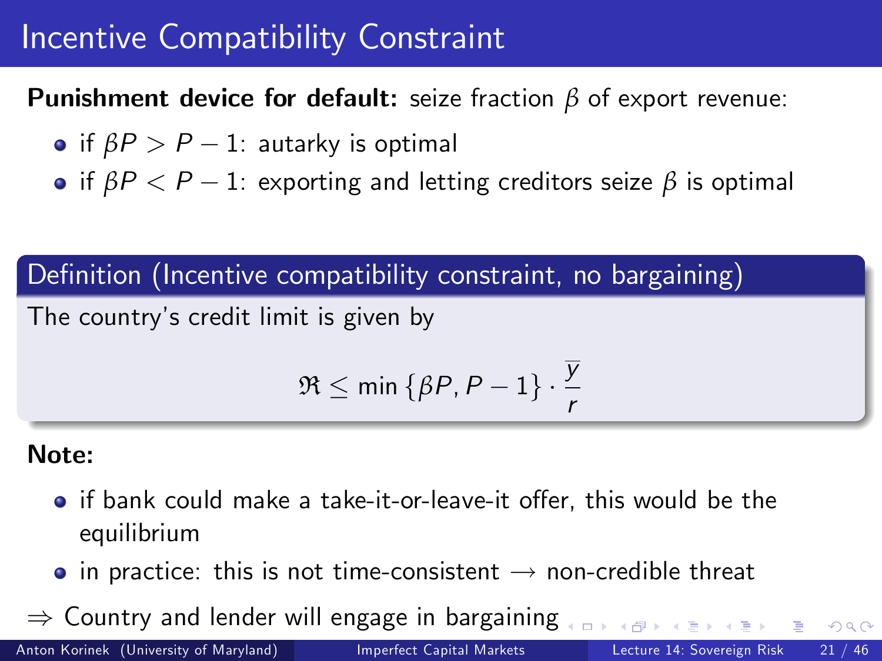# Incentive Compatibility Constraint

**Punishment device for default:** seize fraction $\beta$ of export revenue:

- if $\beta P > P - 1$: autarky is optimal
- if $\beta P < P - 1$: exporting and letting creditors seize $\beta$ is optimal

**Definition (Incentive compatibility constraint, no bargaining)**

The country's credit limit is given by

$$\mathfrak{R} \leq \min \{\beta P, P - 1\} \cdot \frac{\overline{y}}{r}$$

**Note:**

- if bank could make a take-it-or-leave-it offer, this would be the equilibrium
- in practice: this is not time-consistent $\rightarrow$ non-credible threat

$\Rightarrow$ Country and lender will engage in bargaining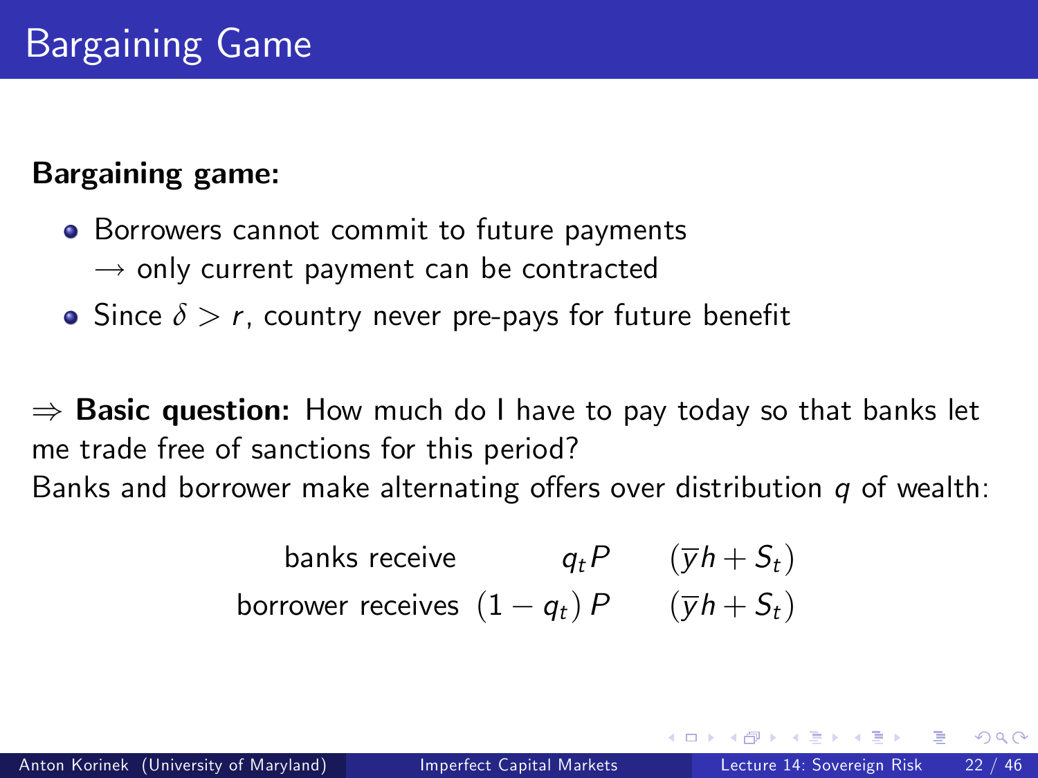# Bargaining Game

**Bargaining game:**

- Borrowers cannot commit to future payments
  $\rightarrow$ only current payment can be contracted
- Since $\delta > r$, country never pre-pays for future benefit

$\Rightarrow$ **Basic question:** How much do I have to pay today so that banks let me trade free of sanctions for this period?

Banks and borrower make alternating offers over distribution $q$ of wealth:

$$\begin{array}{rcc} \text{banks receive} & q_t P & (\bar{y}h + S_t) \\ \text{borrower receives} & (1 - q_t) P & (\bar{y}h + S_t) \end{array}$$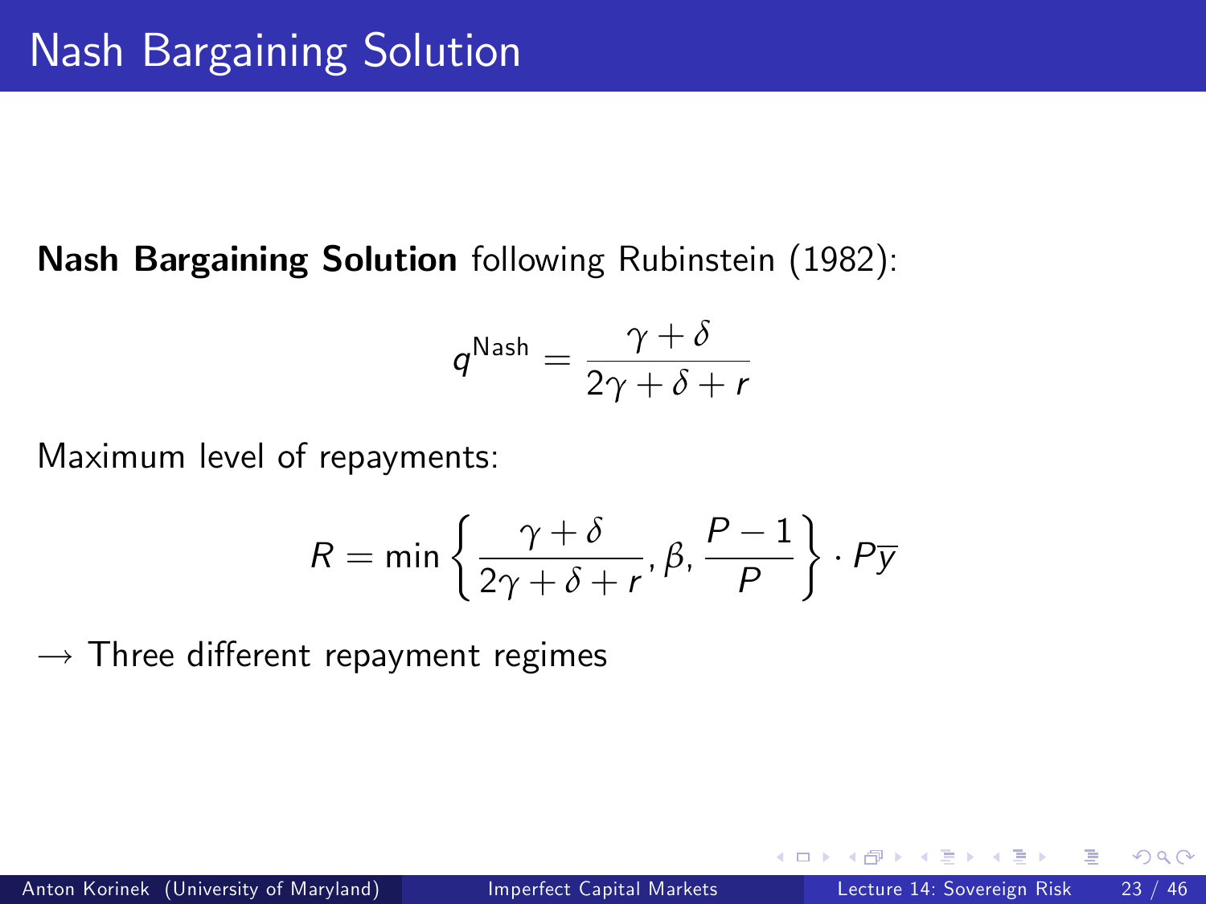# Nash Bargaining Solution

**Nash Bargaining Solution** following Rubinstein (1982):

$$q^{\text{Nash}} = \frac{\gamma + \delta}{2\gamma + \delta + r}$$

Maximum level of repayments:

$$R = \min\left\{ \frac{\gamma + \delta}{2\gamma + \delta + r}, \beta, \frac{P - 1}{P} \right\} \cdot P\overline{y}$$

$\rightarrow$ Three different repayment regimes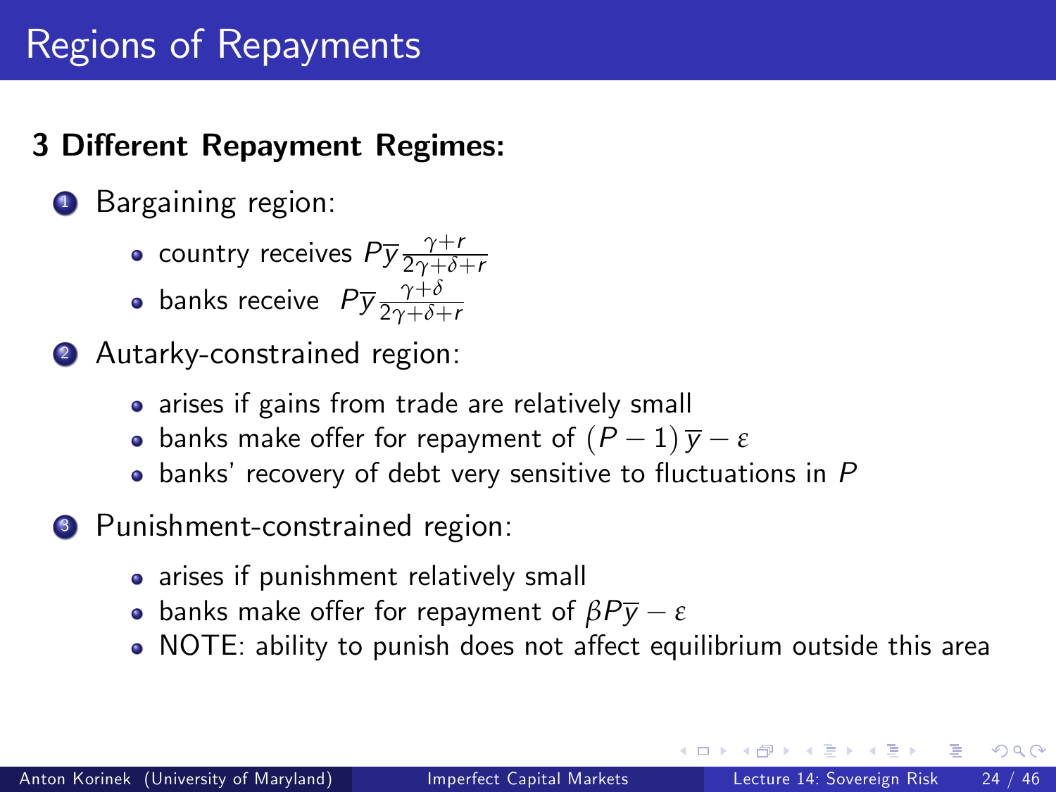# Regions of Repayments

**3 Different Repayment Regimes:**

1. Bargaining region:
   - country receives $P\overline{y}\frac{\gamma+r}{2\gamma+\delta+r}$
   - banks receive $P\overline{y}\frac{\gamma+\delta}{2\gamma+\delta+r}$
2. Autarky-constrained region:
   - arises if gains from trade are relatively small
   - banks make offer for repayment of $(P-1)\,\overline{y}-\varepsilon$
   - banks' recovery of debt very sensitive to fluctuations in $P$
3. Punishment-constrained region:
   - arises if punishment relatively small
   - banks make offer for repayment of $\beta P\overline{y}-\varepsilon$
   - NOTE: ability to punish does not affect equilibrium outside this area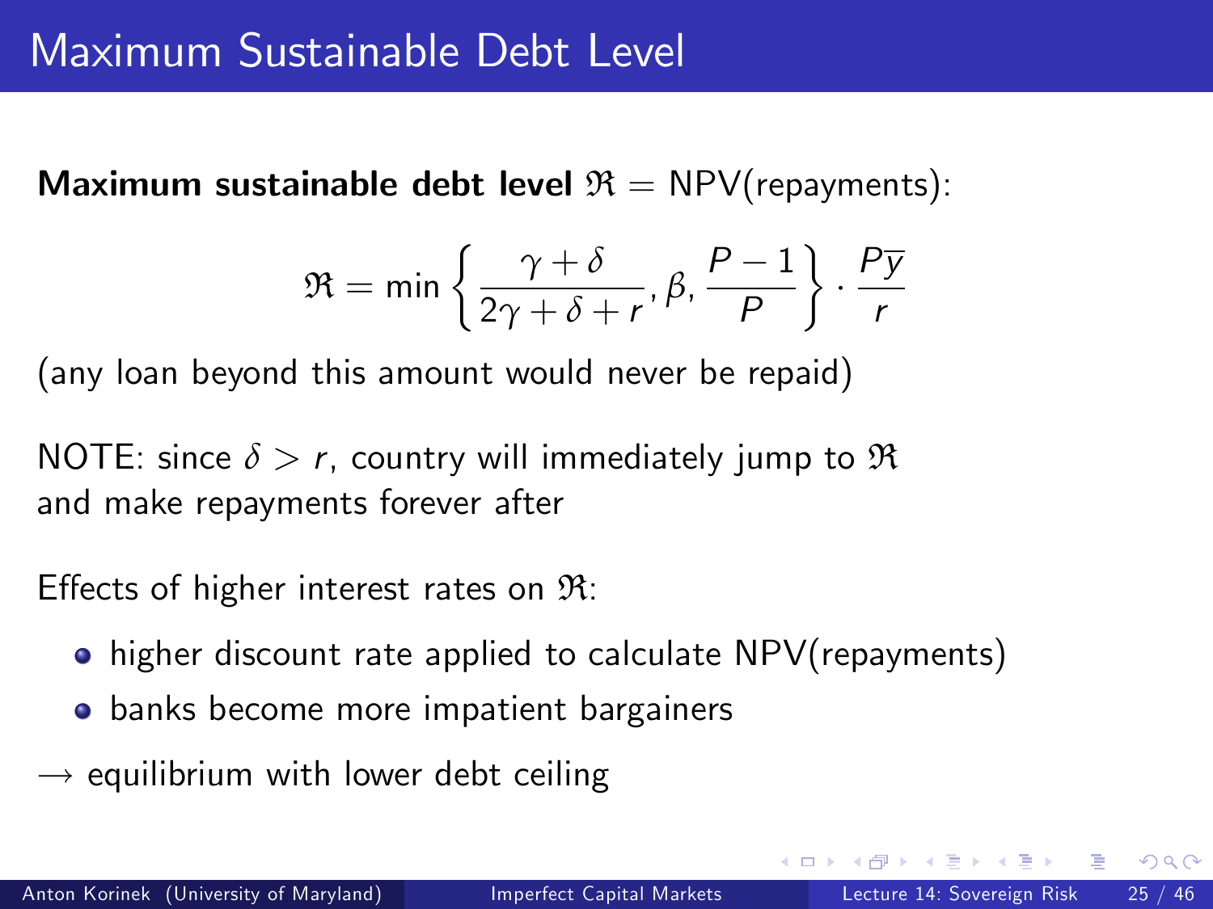# Maximum Sustainable Debt Level

**Maximum sustainable debt level** $\mathfrak{R} = \text{NPV(repayments)}$:

$$\mathfrak{R} = \min\left\{ \frac{\gamma + \delta}{2\gamma + \delta + r}, \beta, \frac{P - 1}{P} \right\} \cdot \frac{P\overline{y}}{r}$$

(any loan beyond this amount would never be repaid)

NOTE: since $\delta > r$, country will immediately jump to $\mathfrak{R}$ and make repayments forever after

Effects of higher interest rates on $\mathfrak{R}$:

- higher discount rate applied to calculate NPV(repayments)
- banks become more impatient bargainers

$\rightarrow$ equilibrium with lower debt ceiling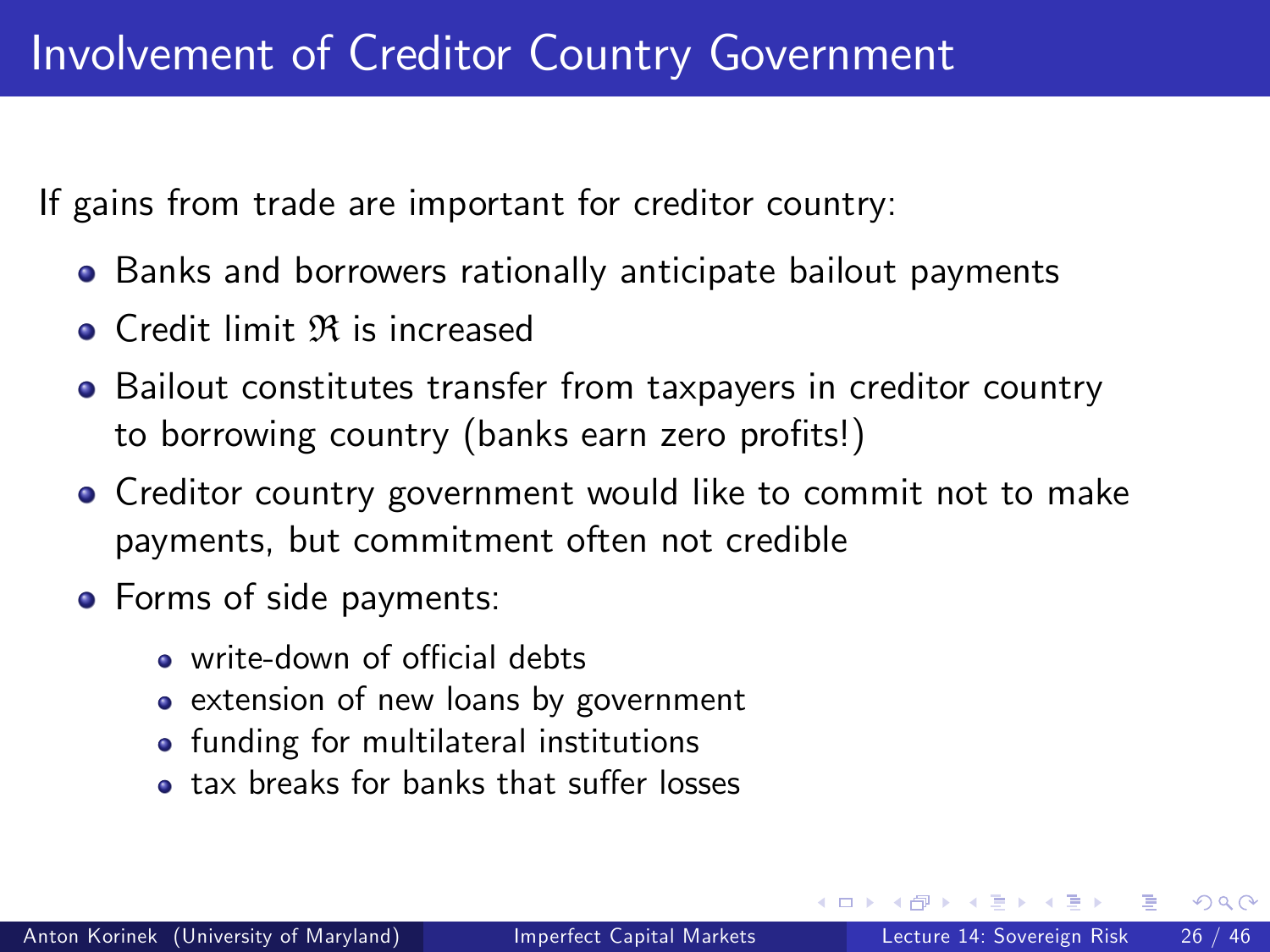# Involvement of Creditor Country Government

If gains from trade are important for creditor country:

- Banks and borrowers rationally anticipate bailout payments
- Credit limit $\mathfrak{R}$ is increased
- Bailout constitutes transfer from taxpayers in creditor country to borrowing country (banks earn zero profits!)
- Creditor country government would like to commit not to make payments, but commitment often not credible
- Forms of side payments:
  - write-down of official debts
  - extension of new loans by government
  - funding for multilateral institutions
  - tax breaks for banks that suffer losses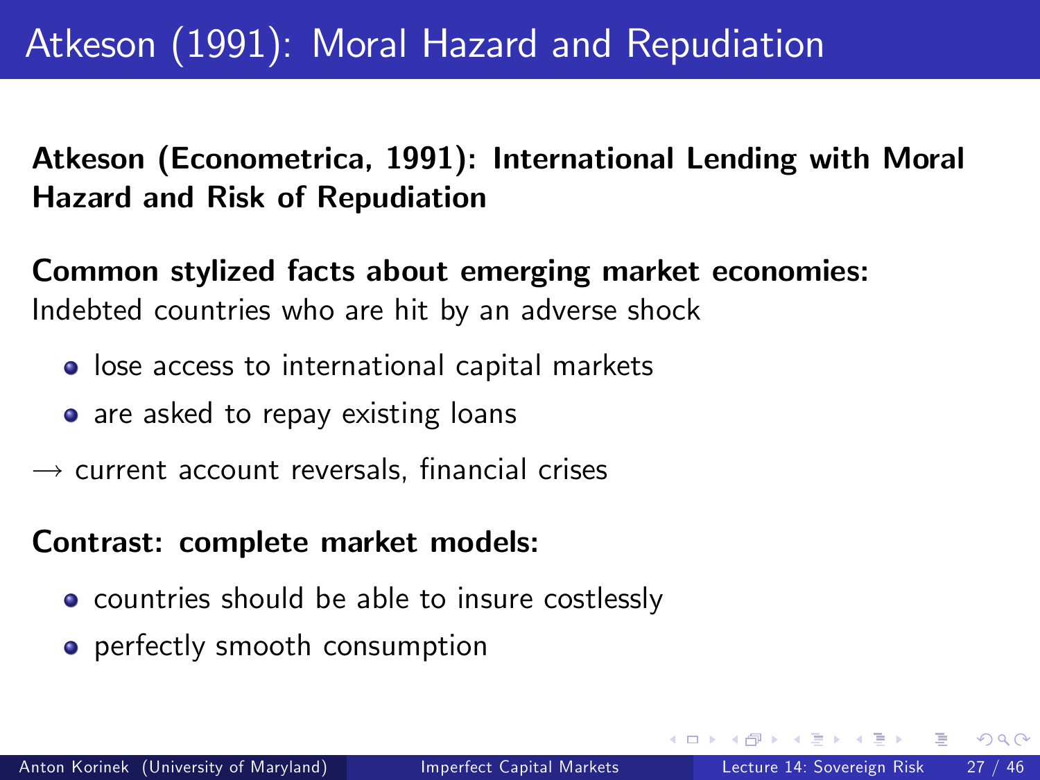# Atkeson (1991): Moral Hazard and Repudiation

**Atkeson (Econometrica, 1991): International Lending with Moral Hazard and Risk of Repudiation**

**Common stylized facts about emerging market economies:**
Indebted countries who are hit by an adverse shock

- lose access to international capital markets
- are asked to repay existing loans

$\longrightarrow$ current account reversals, financial crises

**Contrast: complete market models:**

- countries should be able to insure costlessly
- perfectly smooth consumption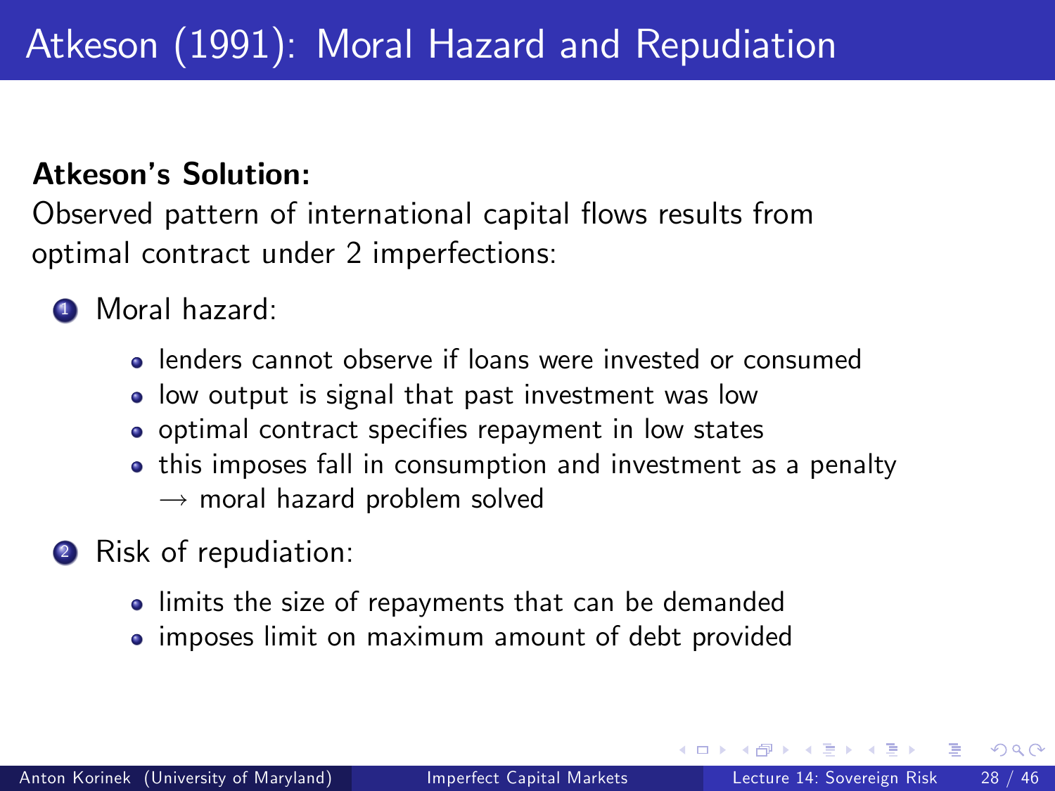# Atkeson (1991): Moral Hazard and Repudiation

**Atkeson's Solution:**

Observed pattern of international capital flows results from optimal contract under 2 imperfections:

1. Moral hazard:
   - lenders cannot observe if loans were invested or consumed
   - low output is signal that past investment was low
   - optimal contract specifies repayment in low states
   - this imposes fall in consumption and investment as a penalty $\rightarrow$ moral hazard problem solved
2. Risk of repudiation:
   - limits the size of repayments that can be demanded
   - imposes limit on maximum amount of debt provided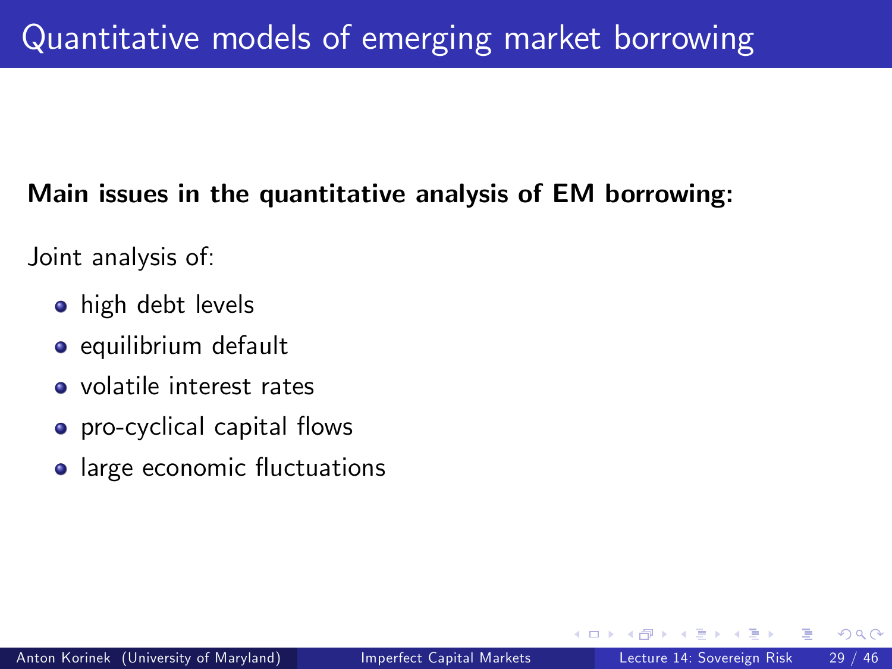# Quantitative models of emerging market borrowing

**Main issues in the quantitative analysis of EM borrowing:**

Joint analysis of:

- high debt levels
- equilibrium default
- volatile interest rates
- pro-cyclical capital flows
- large economic fluctuations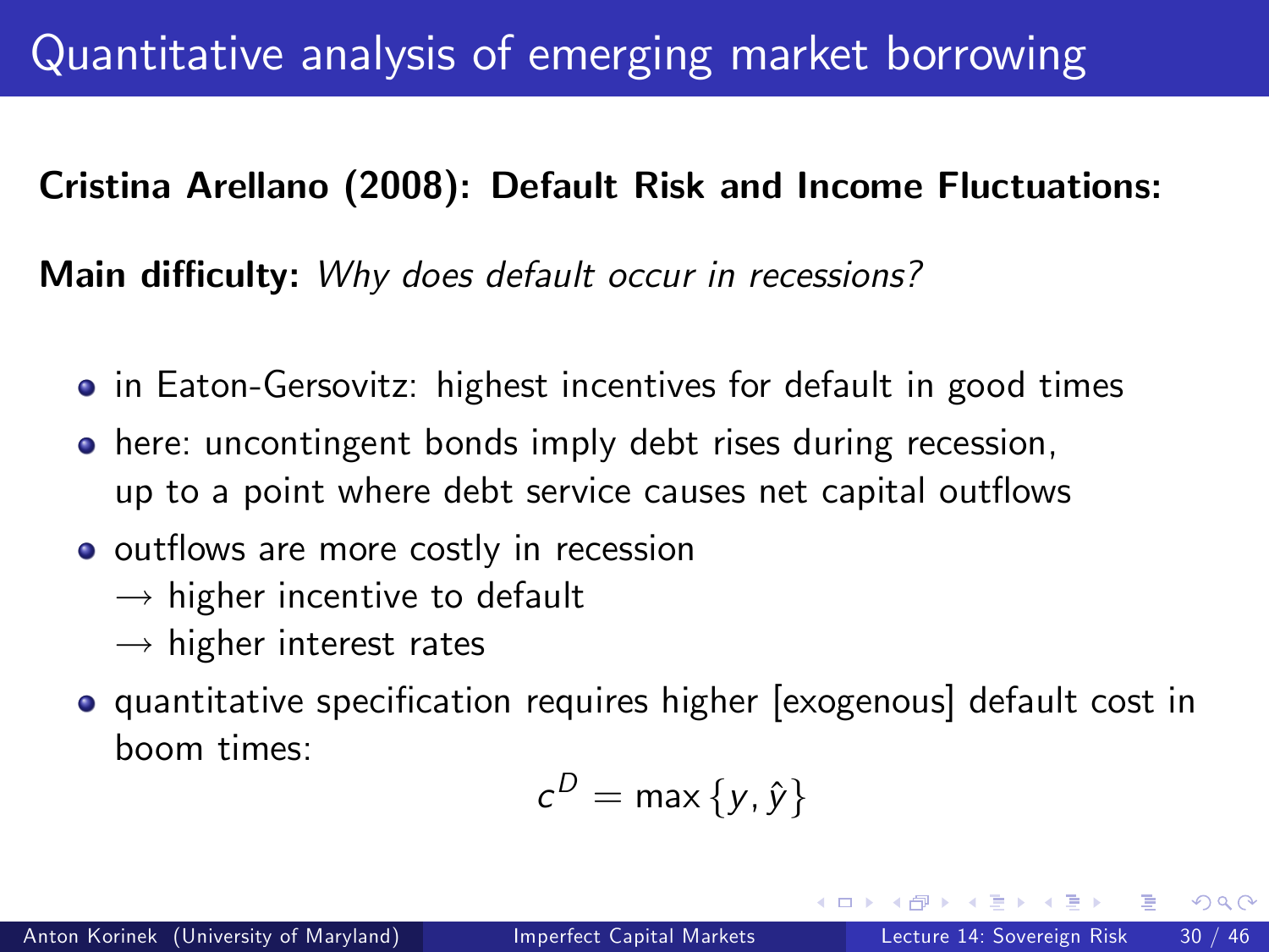# Quantitative analysis of emerging market borrowing

**Cristina Arellano (2008): Default Risk and Income Fluctuations:**

**Main difficulty:** *Why does default occur in recessions?*

- in Eaton-Gersovitz: highest incentives for default in good times
- here: uncontingent bonds imply debt rises during recession, up to a point where debt service causes net capital outflows
- outflows are more costly in recession
  - → higher incentive to default
  - → higher interest rates
- quantitative specification requires higher [exogenous] default cost in boom times:

$$c^D = \max\{y, \hat{y}\}$$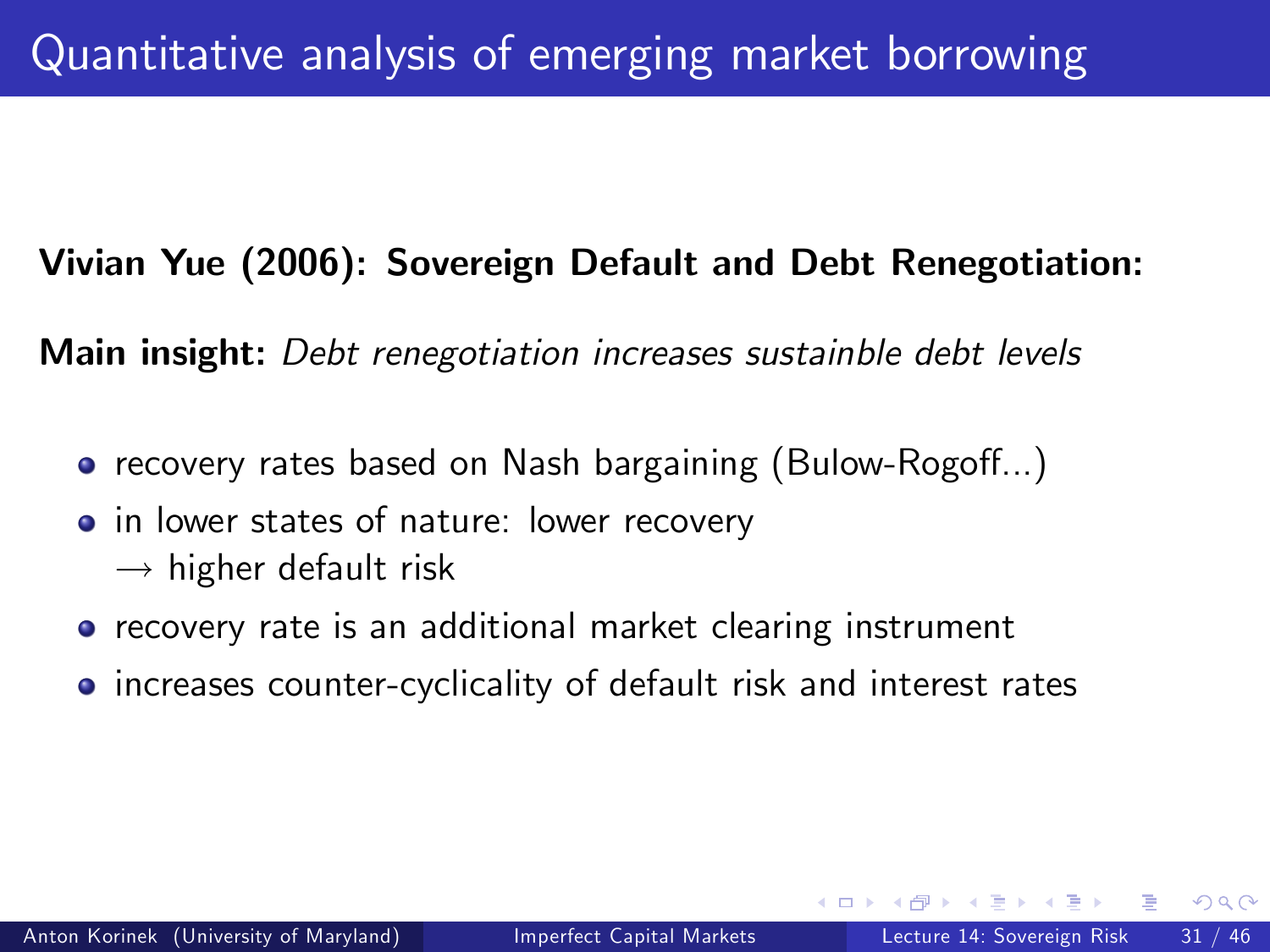# Quantitative analysis of emerging market borrowing

**Vivian Yue (2006): Sovereign Default and Debt Renegotiation:**

**Main insight:** *Debt renegotiation increases sustainble debt levels*

- recovery rates based on Nash bargaining (Bulow-Rogoff...)
- in lower states of nature: lower recovery
  $\rightarrow$ higher default risk
- recovery rate is an additional market clearing instrument
- increases counter-cyclicality of default risk and interest rates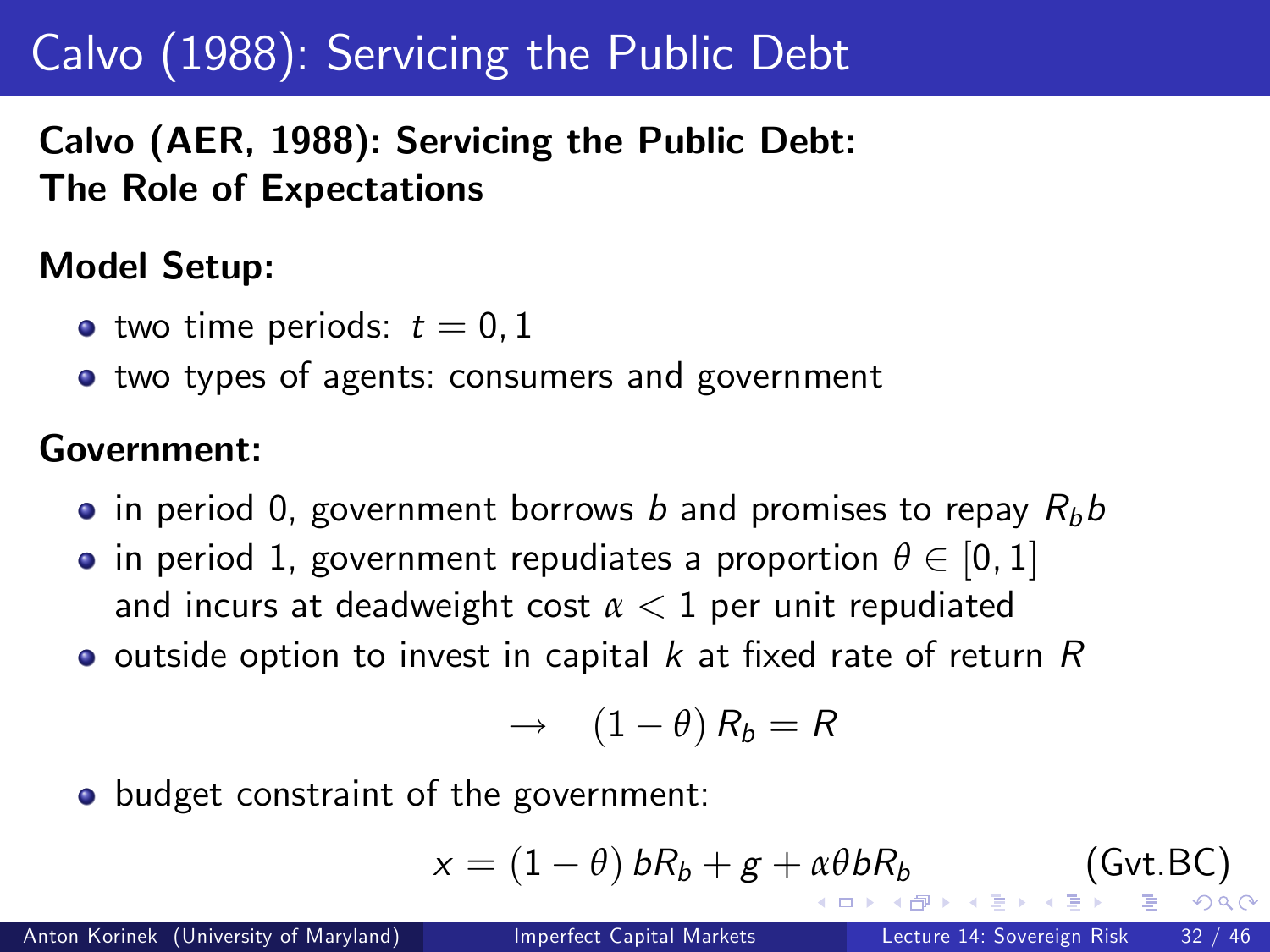# Calvo (1988): Servicing the Public Debt

**Calvo (AER, 1988): Servicing the Public Debt: The Role of Expectations**

**Model Setup:**

- two time periods: $t = 0, 1$
- two types of agents: consumers and government

**Government:**

- in period 0, government borrows $b$ and promises to repay $R_b b$
- in period 1, government repudiates a proportion $\theta \in [0, 1]$ and incurs at deadweight cost $\alpha < 1$ per unit repudiated
- outside option to invest in capital $k$ at fixed rate of return $R$

$$\rightarrow \quad (1 - \theta) R_b = R$$

- budget constraint of the government:

$$x = (1 - \theta) bR_b + g + \alpha \theta bR_b \qquad \text{(Gvt.BC)}$$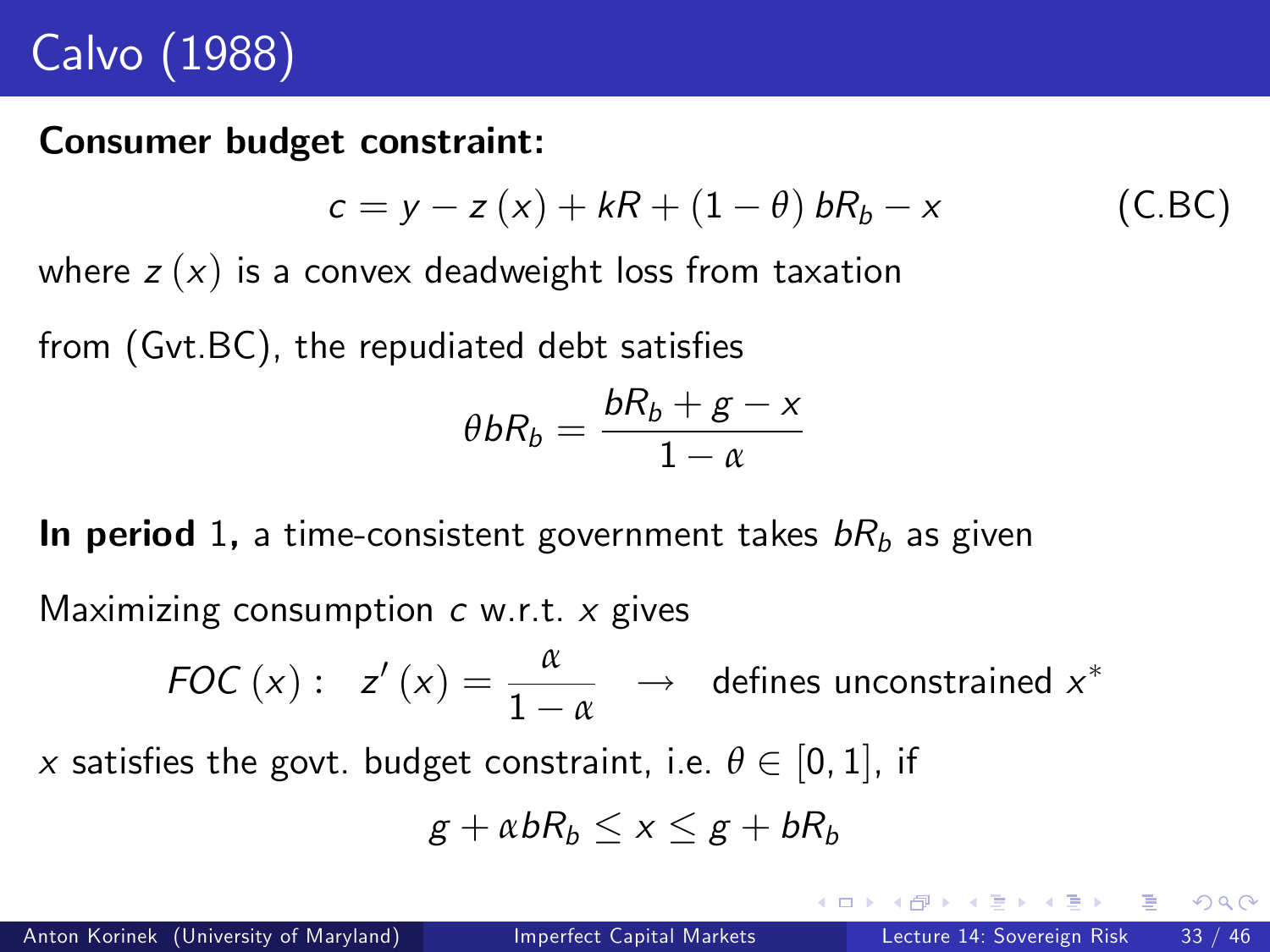# Calvo (1988)

**Consumer budget constraint:**

$$c = y - z(x) + kR + (1-\theta) bR_b - x \tag{C.BC}$$

where $z(x)$ is a convex deadweight loss from taxation

from (Gvt.BC), the repudiated debt satisfies

$$\theta b R_b = \frac{bR_b + g - x}{1-\alpha}$$

**In period 1,** a time-consistent government takes $bR_b$ as given

Maximizing consumption $c$ w.r.t. $x$ gives

$$FOC(x): \quad z'(x) = \frac{\alpha}{1-\alpha} \quad \rightarrow \quad \text{defines unconstrained } x^*$$

$x$ satisfies the govt. budget constraint, i.e. $\theta \in [0,1]$, if

$$g + \alpha b R_b \leq x \leq g + bR_b$$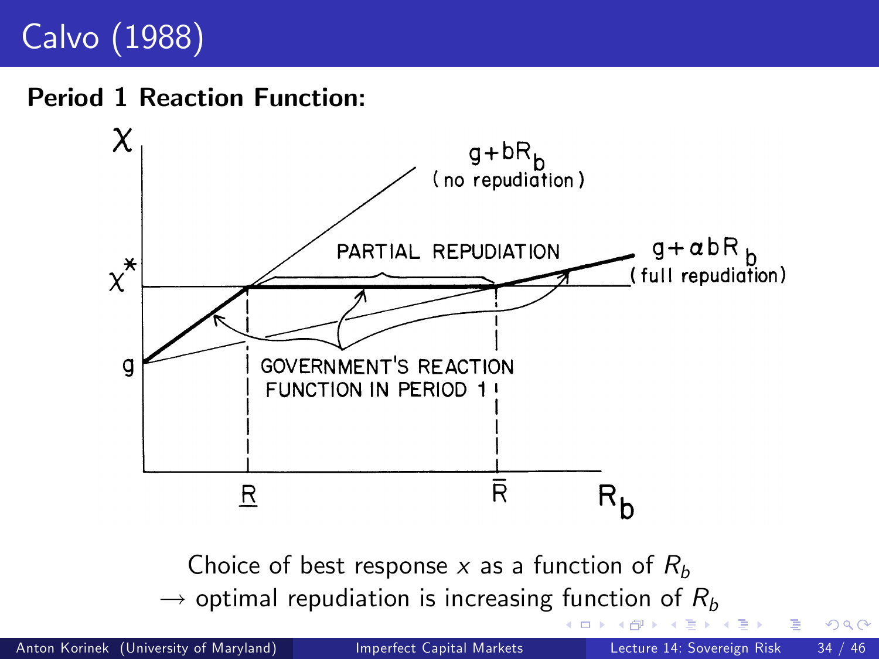# Calvo (1988)

**Period 1 Reaction Function:**

Choice of best response $x$ as a function of $R_b$

$\rightarrow$ optimal repudiation is increasing function of $R_b$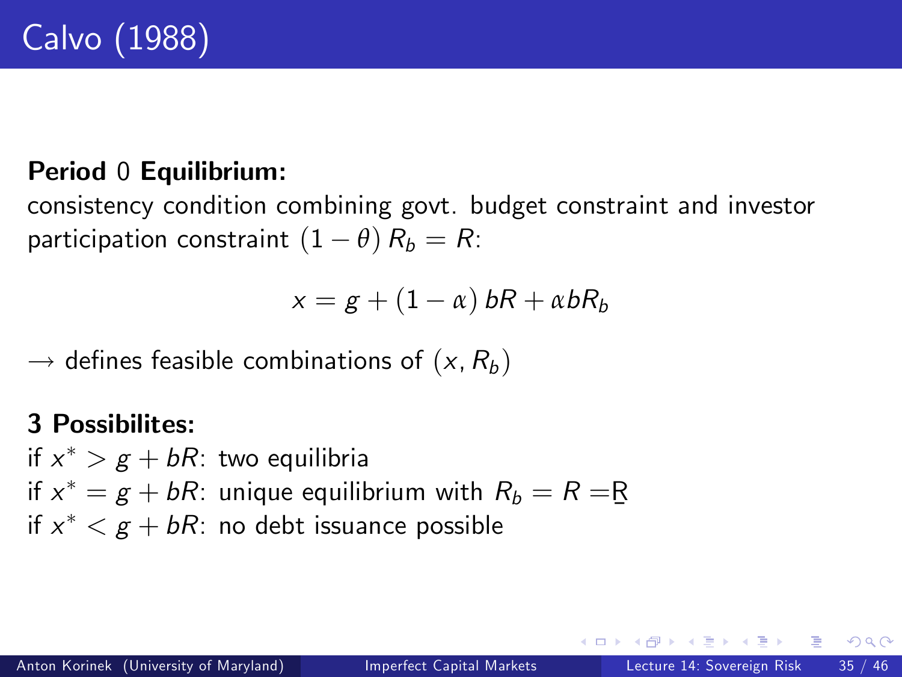# Calvo (1988)

**Period 0 Equilibrium:**
consistency condition combining govt. budget constraint and investor participation constraint $(1-\theta) R_b = R$:

$$x = g + (1-\alpha) bR + \alpha b R_b$$

$\rightarrow$ defines feasible combinations of $(x, R_b)$

**3 Possibilites:**
if $x^* > g + bR$: two equilibria
if $x^* = g + bR$: unique equilibrium with $R_b = R = \underline{R}$
if $x^* < g + bR$: no debt issuance possible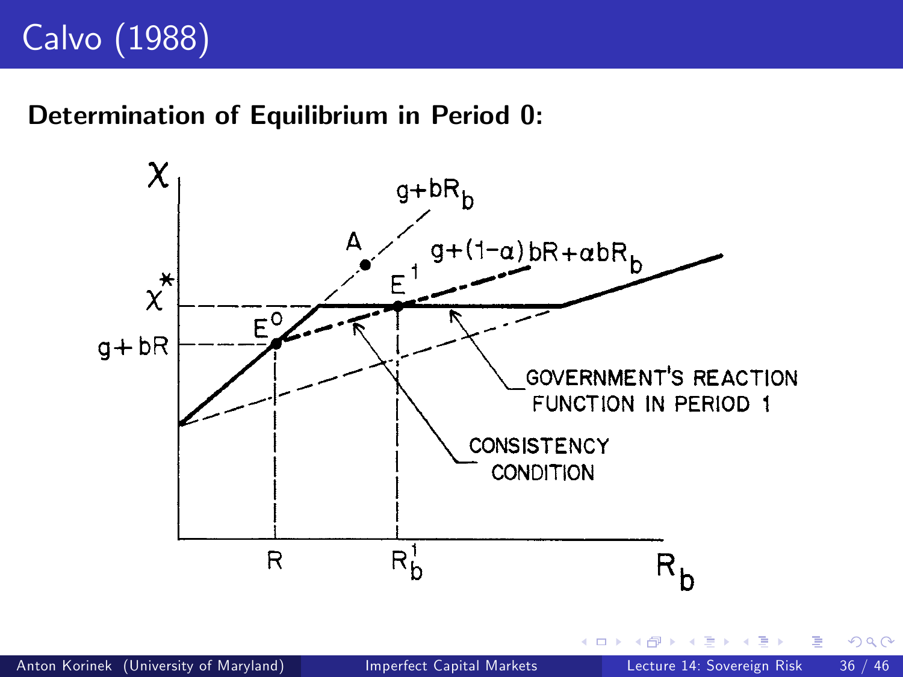# Calvo (1988)

**Determination of Equilibrium in Period 0:**

$\chi$

$g+bR_b$

A

$g+(1-\alpha)bR+\alpha bR_b$

$E^1$

$\chi^*$

$E^0$

$g+bR$

GOVERNMENT'S REACTION FUNCTION IN PERIOD 1

CONSISTENCY CONDITION

$R$

$R_b^1$

$R_b$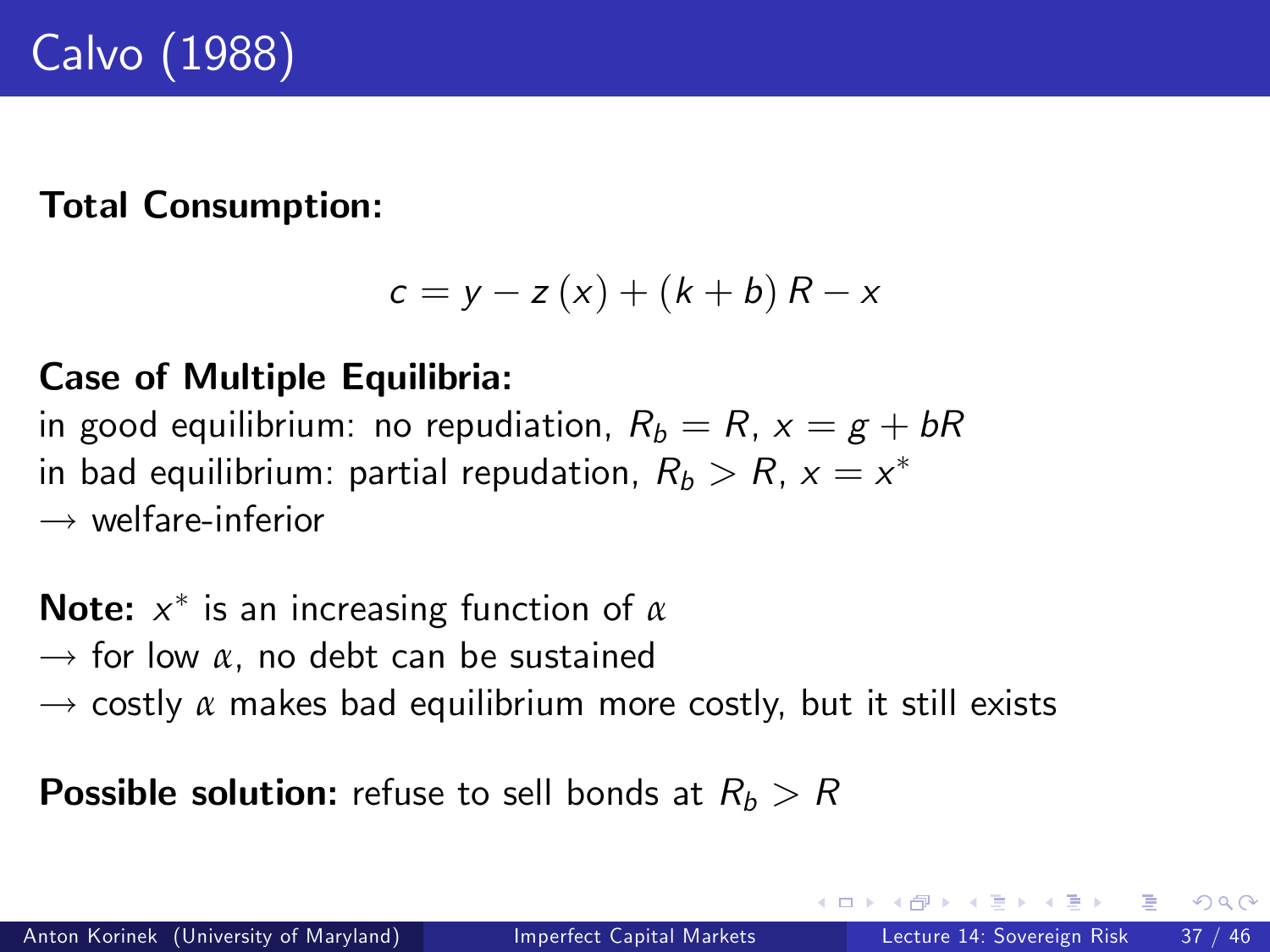# Calvo (1988)

**Total Consumption:**

$$c = y - z(x) + (k + b)R - x$$

**Case of Multiple Equilibria:**
in good equilibrium: no repudiation, $R_b = R$, $x = g + bR$
in bad equilibrium: partial repudation, $R_b > R$, $x = x^*$
$\rightarrow$ welfare-inferior

**Note:** $x^*$ is an increasing function of $\alpha$
$\rightarrow$ for low $\alpha$, no debt can be sustained
$\rightarrow$ costly $\alpha$ makes bad equilibrium more costly, but it still exists

**Possible solution:** refuse to sell bonds at $R_b > R$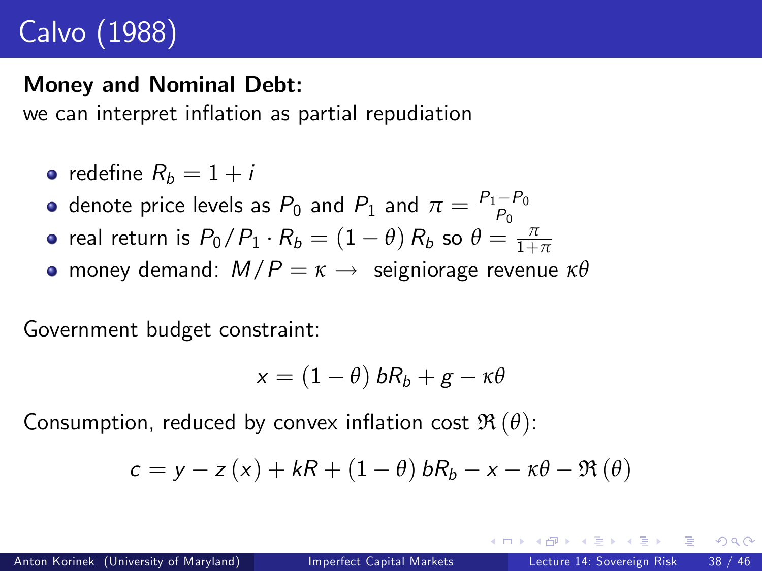# Calvo (1988)

**Money and Nominal Debt:**
we can interpret inflation as partial repudiation

- redefine $R_b = 1 + i$
- denote price levels as $P_0$ and $P_1$ and $\pi = \frac{P_1 - P_0}{P_0}$
- real return is $P_0 / P_1 \cdot R_b = (1 - \theta) R_b$ so $\theta = \frac{\pi}{1+\pi}$
- money demand: $M/P = \kappa \rightarrow$ seigniorage revenue $\kappa\theta$

Government budget constraint:

$$x = (1 - \theta) bR_b + g - \kappa\theta$$

Consumption, reduced by convex inflation cost $\mathfrak{R}(\theta)$:

$$c = y - z(x) + kR + (1 - \theta) bR_b - x - \kappa\theta - \mathfrak{R}(\theta)$$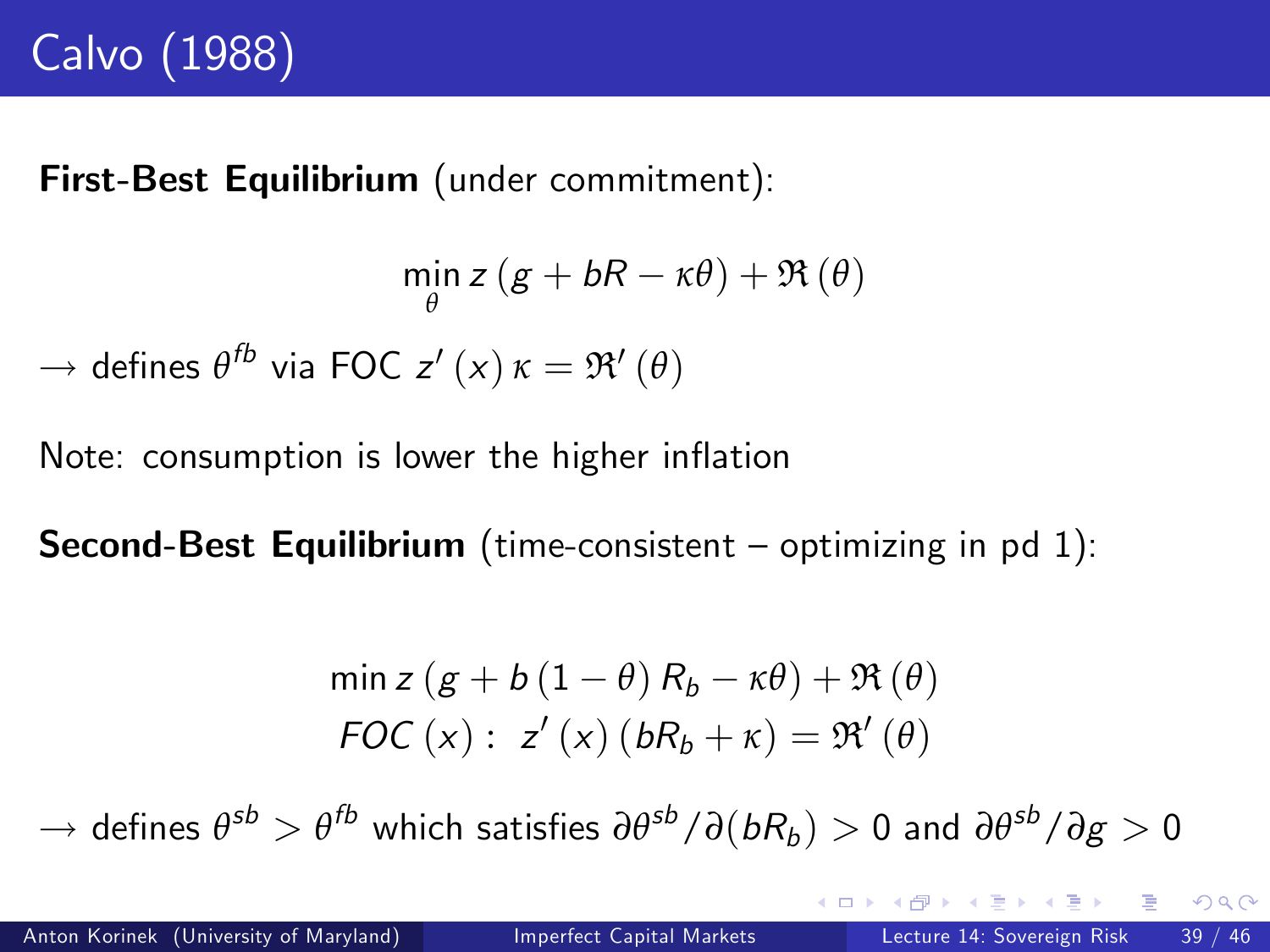# Calvo (1988)

**First-Best Equilibrium** (under commitment):

$$\min_{\theta} z\left(g + bR - \kappa\theta\right) + \mathfrak{R}\left(\theta\right)$$

$\rightarrow$ defines $\theta^{fb}$ via FOC $z'\left(x\right)\kappa = \mathfrak{R}'\left(\theta\right)$

Note: consumption is lower the higher inflation

**Second-Best Equilibrium** (time-consistent – optimizing in pd 1):

$$\min z\left(g + b\left(1-\theta\right)R_b - \kappa\theta\right) + \mathfrak{R}\left(\theta\right)$$

$$FOC\left(x\right):\ z'\left(x\right)\left(bR_b + \kappa\right) = \mathfrak{R}'\left(\theta\right)$$

$\rightarrow$ defines $\theta^{sb} > \theta^{fb}$ which satisfies $\partial\theta^{sb}/\partial(bR_b) > 0$ and $\partial\theta^{sb}/\partial g > 0$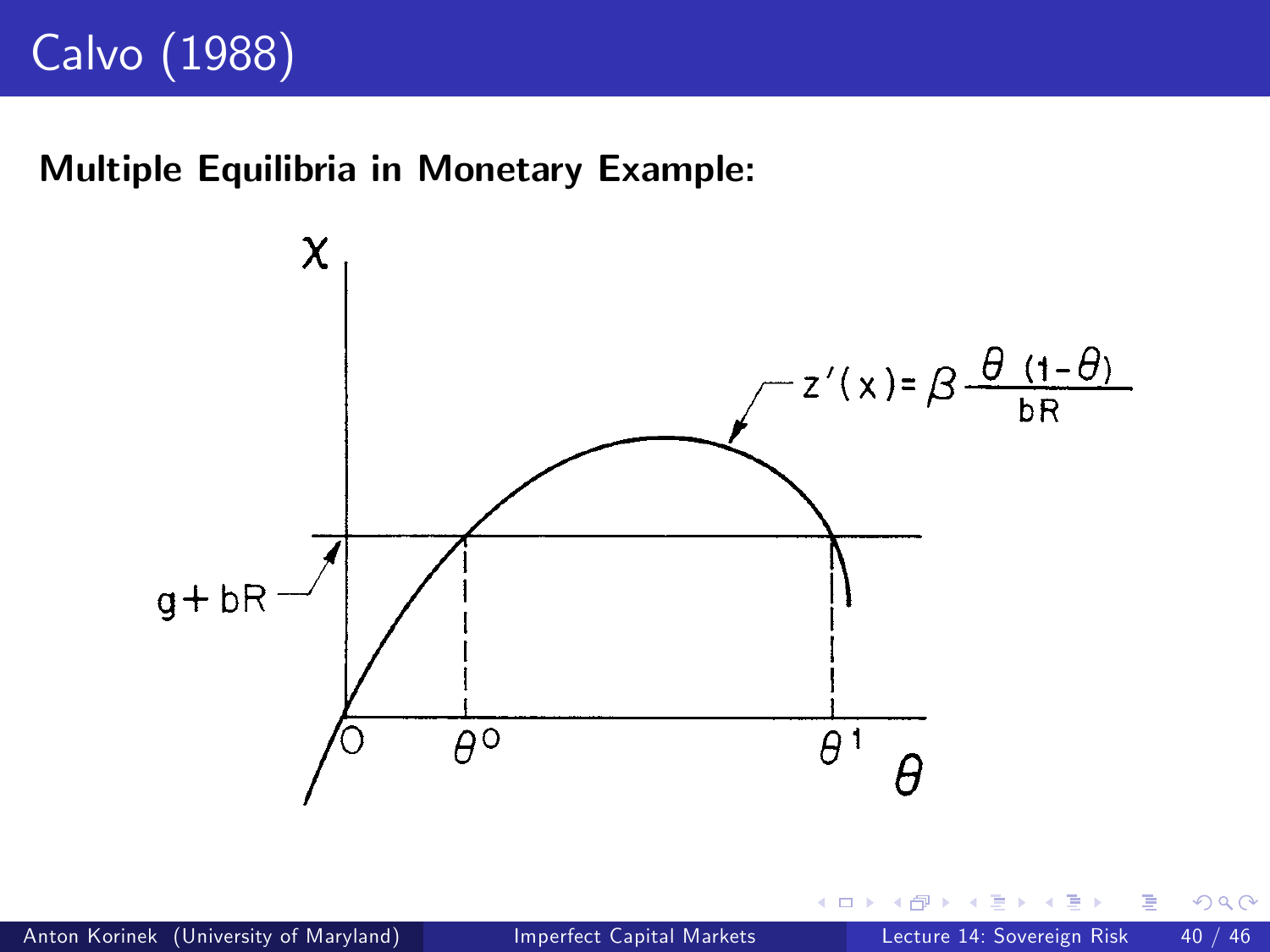# Calvo (1988)

**Multiple Equilibria in Monetary Example:**

$z'(x) = \beta \frac{\theta(1-\theta)}{bR}$

$g + bR$

$O$ $\theta^0$ $\theta^1$ $\theta$

$x$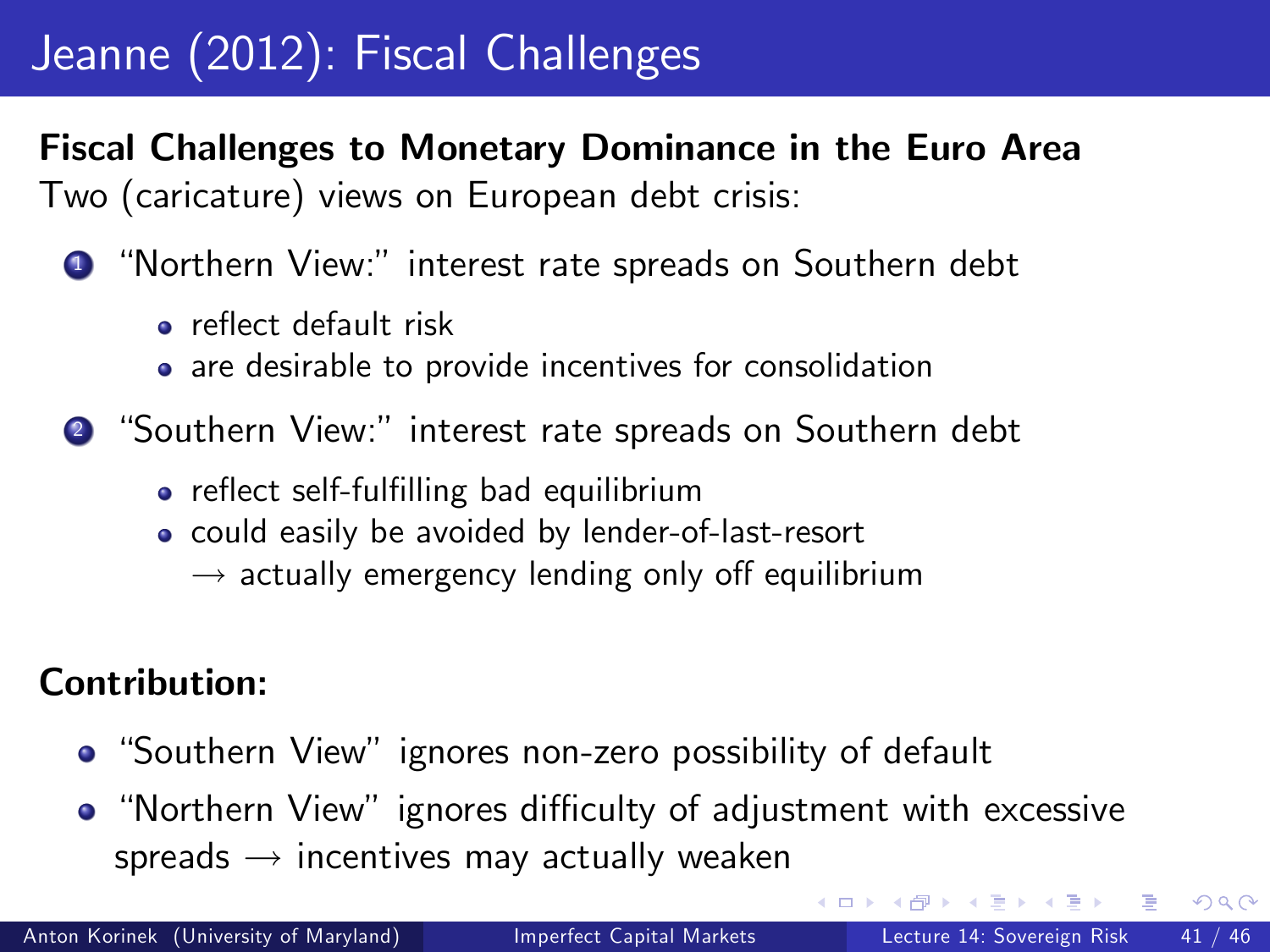# Jeanne (2012): Fiscal Challenges

**Fiscal Challenges to Monetary Dominance in the Euro Area**

Two (caricature) views on European debt crisis:

1. "Northern View:" interest rate spreads on Southern debt
   - reflect default risk
   - are desirable to provide incentives for consolidation
2. "Southern View:" interest rate spreads on Southern debt
   - reflect self-fulfilling bad equilibrium
   - could easily be avoided by lender-of-last-resort
     $\rightarrow$ actually emergency lending only off equilibrium

**Contribution:**

- "Southern View" ignores non-zero possibility of default
- "Northern View" ignores difficulty of adjustment with excessive spreads $\rightarrow$ incentives may actually weaken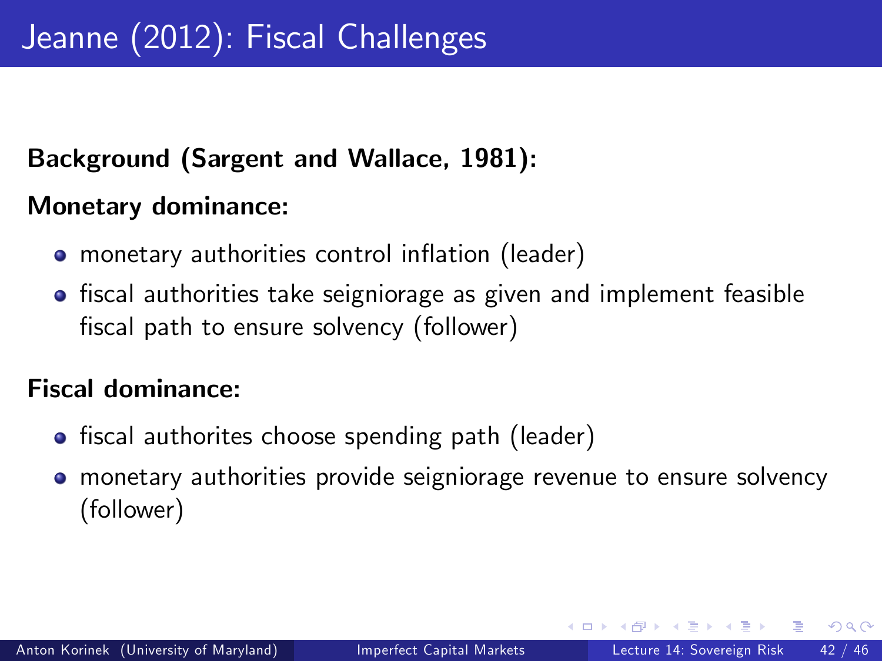# Jeanne (2012): Fiscal Challenges

**Background (Sargent and Wallace, 1981):**

**Monetary dominance:**

- monetary authorities control inflation (leader)
- fiscal authorities take seigniorage as given and implement feasible fiscal path to ensure solvency (follower)

**Fiscal dominance:**

- fiscal authorites choose spending path (leader)
- monetary authorities provide seigniorage revenue to ensure solvency (follower)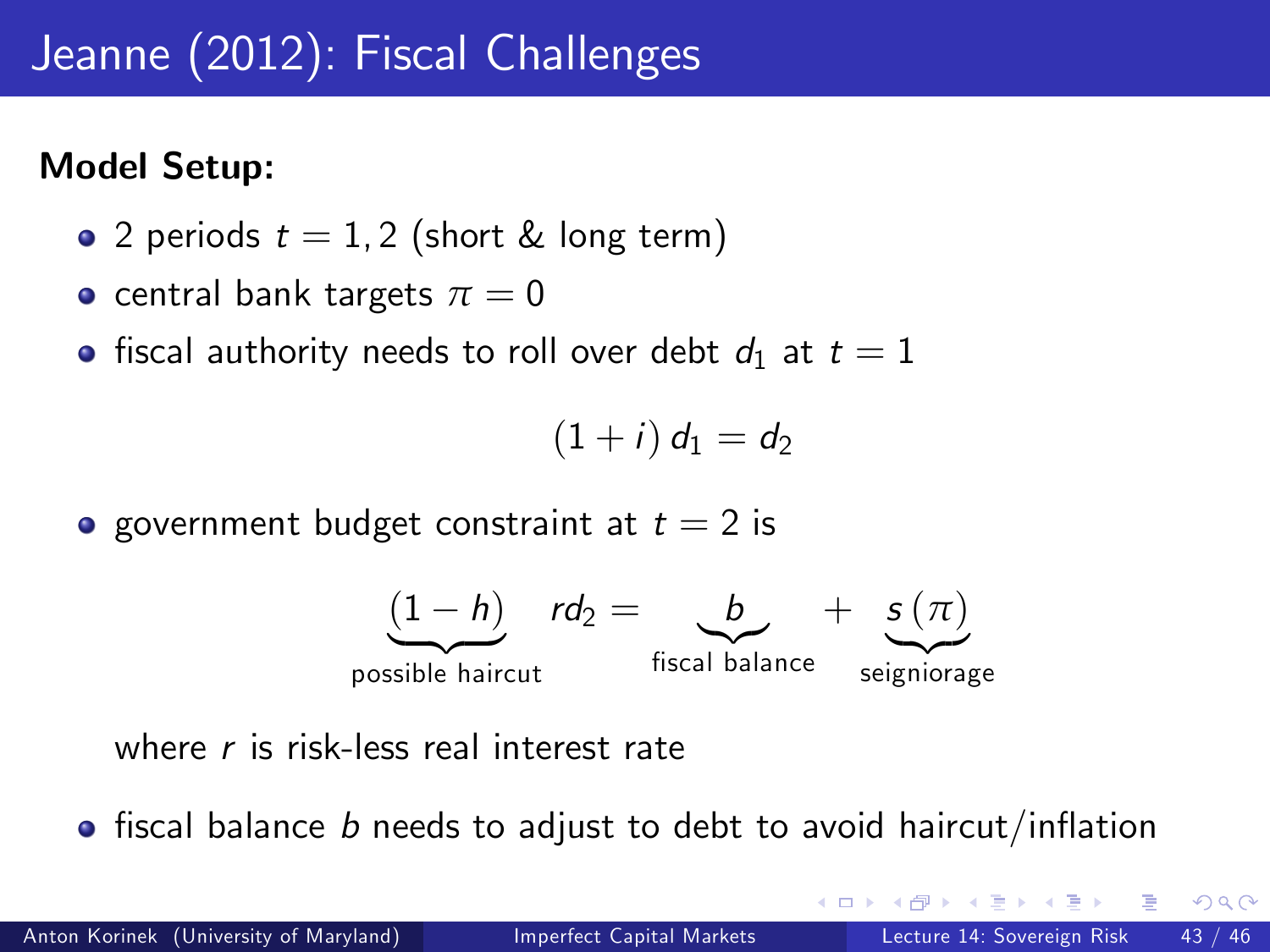# Jeanne (2012): Fiscal Challenges

**Model Setup:**

- 2 periods $t = 1, 2$ (short & long term)
- central bank targets $\pi = 0$
- fiscal authority needs to roll over debt $d_1$ at $t = 1$

$$(1 + i)\, d_1 = d_2$$

- government budget constraint at $t = 2$ is

$$\underbrace{(1 - h)}_{\text{possible haircut}} \quad r d_2 = \underbrace{b}_{\text{fiscal balance}} + \underbrace{s(\pi)}_{\text{seigniorage}}$$

  where $r$ is risk-less real interest rate

- fiscal balance $b$ needs to adjust to debt to avoid haircut/inflation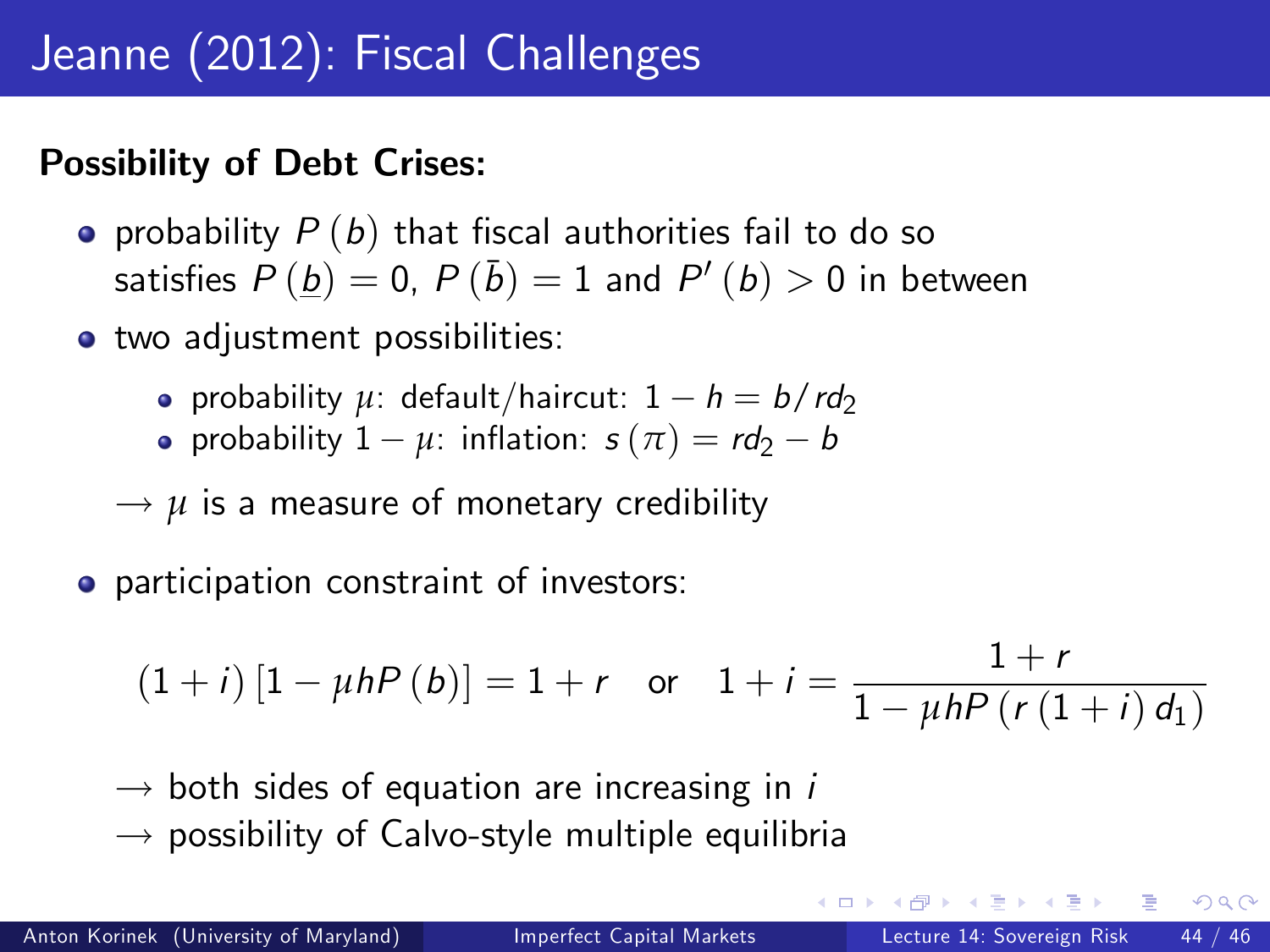# Jeanne (2012): Fiscal Challenges

**Possibility of Debt Crises:**

- probability $P(b)$ that fiscal authorities fail to do so satisfies $P(\underline{b}) = 0$, $P(\bar{b}) = 1$ and $P'(b) > 0$ in between
- two adjustment possibilities:
  - probability $\mu$: default/haircut: $1 - h = b/rd_2$
  - probability $1 - \mu$: inflation: $s(\pi) = rd_2 - b$

  $\rightarrow$ $\mu$ is a measure of monetary credibility

- participation constraint of investors:

$$(1+i)\left[1 - \mu h P(b)\right] = 1 + r \quad \text{or} \quad 1 + i = \frac{1+r}{1 - \mu h P(r(1+i)d_1)}$$

$\rightarrow$ both sides of equation are increasing in $i$

$\rightarrow$ possibility of Calvo-style multiple equilibria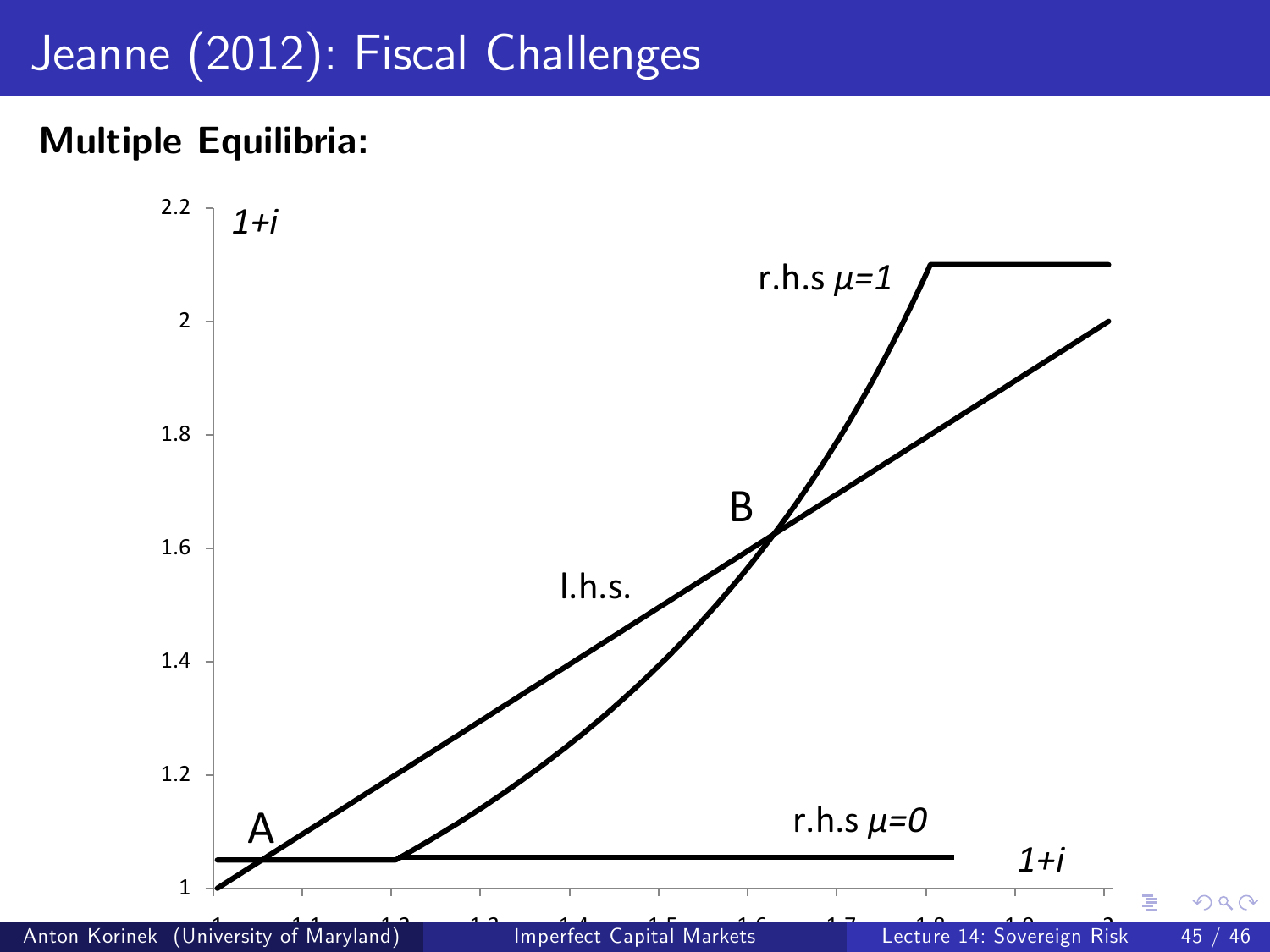# Jeanne (2012): Fiscal Challenges

**Multiple Equilibria:**

2.2 — 1+i

r.h.s $\mu=1$

2

1.8

B

1.6

l.h.s.

1.4

1.2

A

r.h.s $\mu=0$

1 — 1+i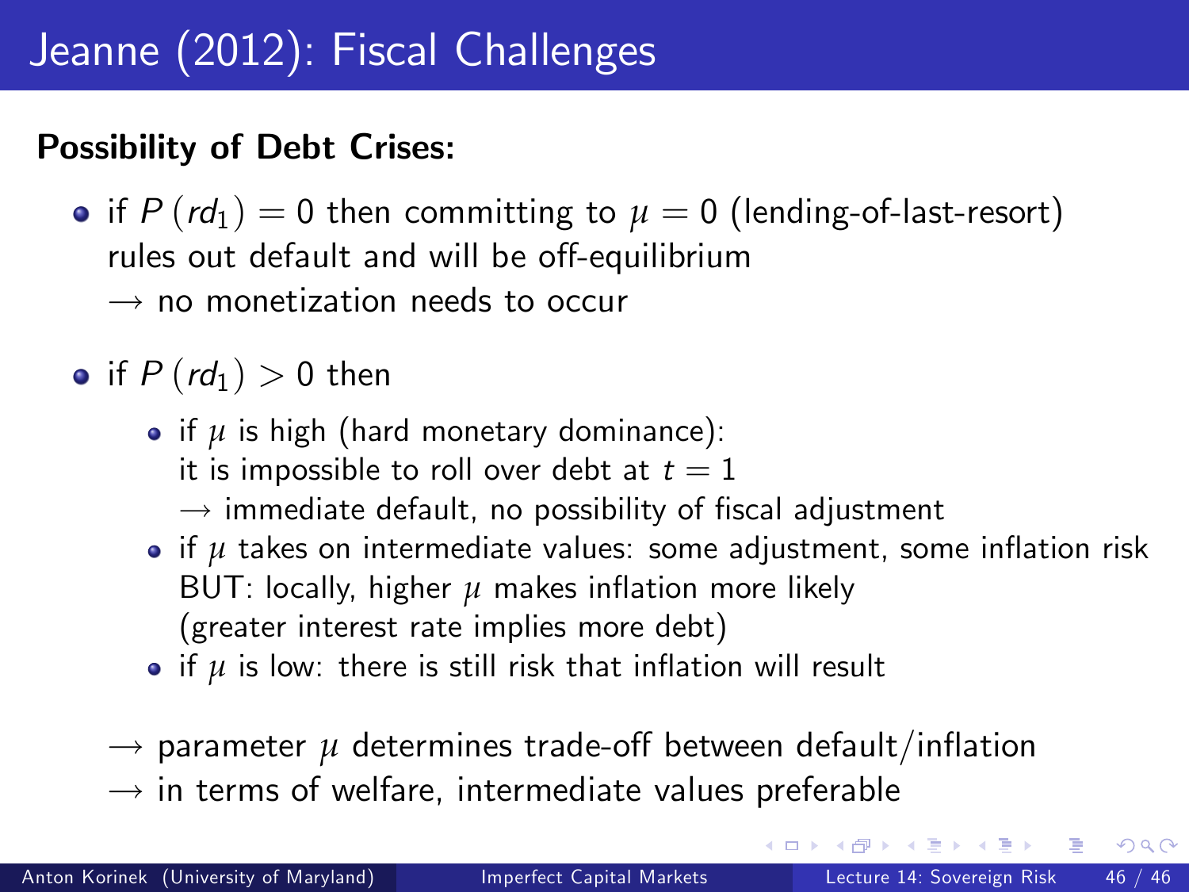# Jeanne (2012): Fiscal Challenges

**Possibility of Debt Crises:**

- if $P(rd_1) = 0$ then committing to $\mu = 0$ (lending-of-last-resort) rules out default and will be off-equilibrium
  $\rightarrow$ no monetization needs to occur

- if $P(rd_1) > 0$ then
  - if $\mu$ is high (hard monetary dominance): it is impossible to roll over debt at $t = 1$
    $\rightarrow$ immediate default, no possibility of fiscal adjustment
  - if $\mu$ takes on intermediate values: some adjustment, some inflation risk
    BUT: locally, higher $\mu$ makes inflation more likely
    (greater interest rate implies more debt)
  - if $\mu$ is low: there is still risk that inflation will result

$\rightarrow$ parameter $\mu$ determines trade-off between default/inflation
$\rightarrow$ in terms of welfare, intermediate values preferable